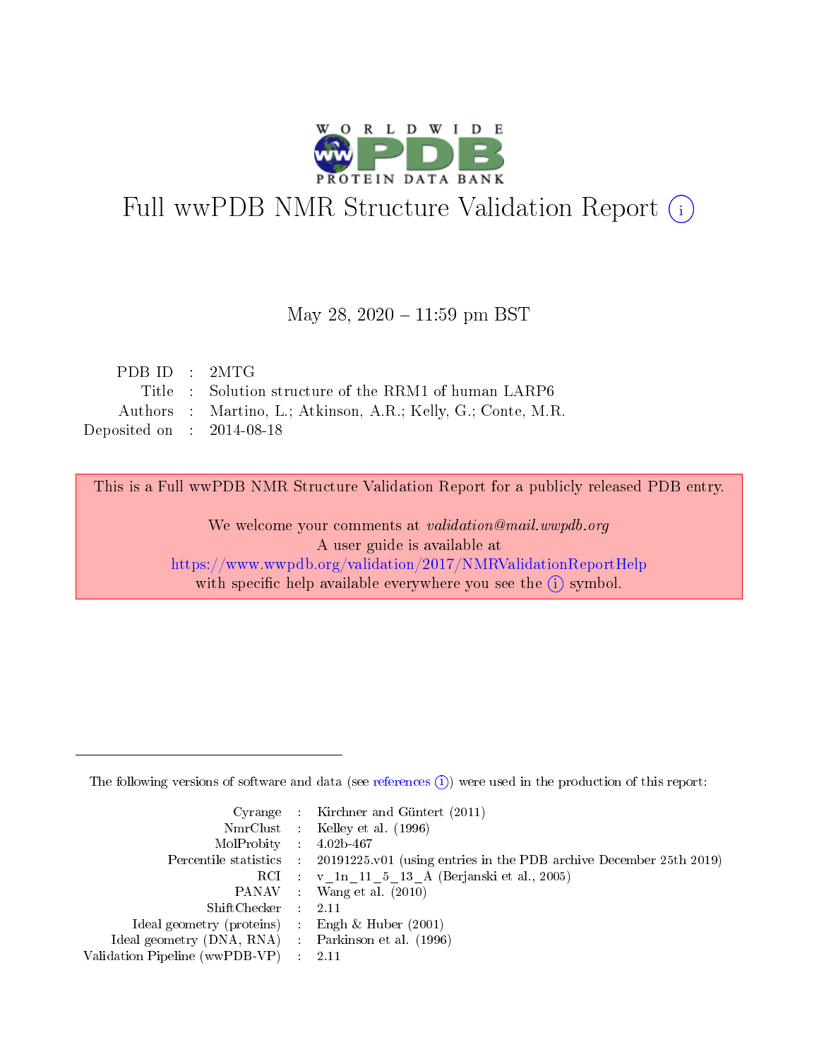# Full wwPDB NMR Structure Validation Report (i)

May 28, 2020 – 11:59 pm BST

| | | |
|---|---|---|
| PDB ID | : | 2MTG |
| Title | : | Solution structure of the RRM1 of human LARP6 |
| Authors | : | Martino, L.; Atkinson, A.R.; Kelly, G.; Conte, M.R. |
| Deposited on | : | 2014-08-18 |

This is a Full wwPDB NMR Structure Validation Report for a publicly released PDB entry.

We welcome your comments at *validation@mail.wwpdb.org*
A user guide is available at
https://www.wwpdb.org/validation/2017/NMRValidationReportHelp
with specific help available everywhere you see the (i) symbol.

---

The following versions of software and data (see references (i)) were used in the production of this report:

| | | |
|---|---|---|
| Cyrange | : | Kirchner and Güntert (2011) |
| NmrClust | : | Kelley et al. (1996) |
| MolProbity | : | 4.02b-467 |
| Percentile statistics | : | 20191225.v01 (using entries in the PDB archive December 25th 2019) |
| RCI | : | v_1n_11_5_13_A (Berjanski et al., 2005) |
| PANAV | : | Wang et al. (2010) |
| ShiftChecker | : | 2.11 |
| Ideal geometry (proteins) | : | Engh & Huber (2001) |
| Ideal geometry (DNA, RNA) | : | Parkinson et al. (1996) |
| Validation Pipeline (wwPDB-VP) | : | 2.11 |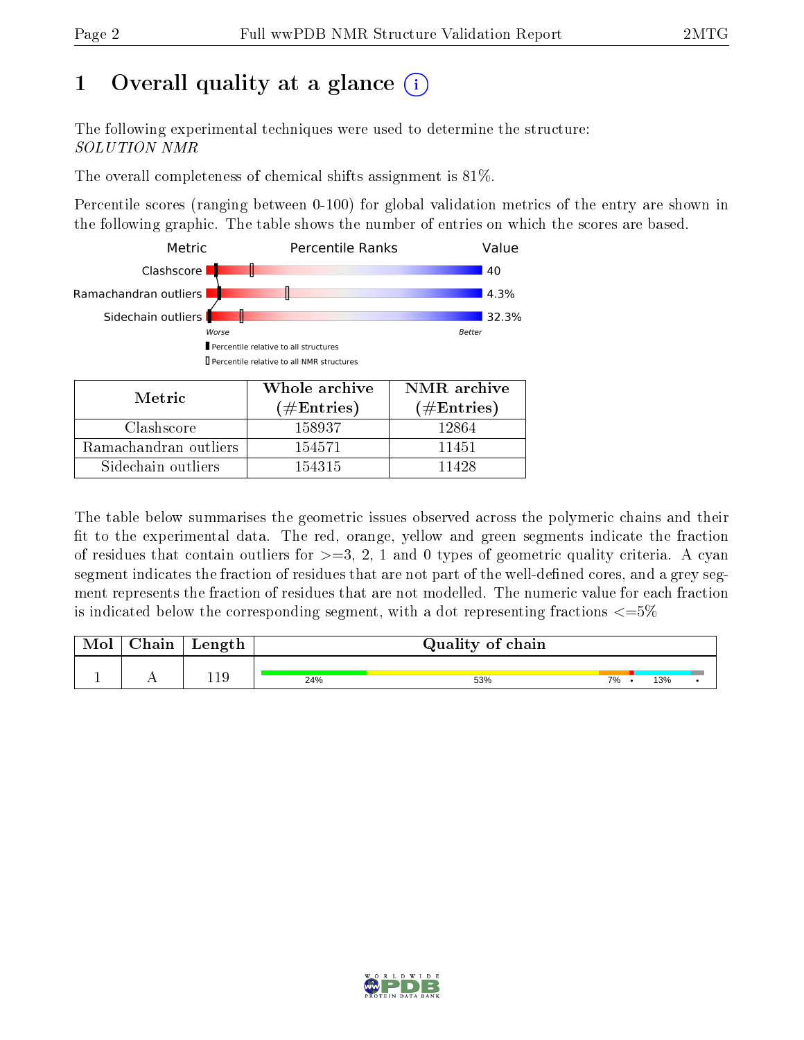# 1 Overall quality at a glance

The following experimental techniques were used to determine the structure:
*SOLUTION NMR*

The overall completeness of chemical shifts assignment is 81%.

Percentile scores (ranging between 0-100) for global validation metrics of the entry are shown in the following graphic. The table shows the number of entries on which the scores are based.

| Metric | Value |
|---|---|
| Clashscore | 40 |
| Ramachandran outliers | 4.3% |
| Sidechain outliers | 32.3% |

Worse — Better

Percentile relative to all structures

Percentile relative to all NMR structures

| Metric | Whole archive (#Entries) | NMR archive (#Entries) |
|---|---|---|
| Clashscore | 158937 | 12864 |
| Ramachandran outliers | 154571 | 11451 |
| Sidechain outliers | 154315 | 11428 |

The table below summarises the geometric issues observed across the polymeric chains and their fit to the experimental data. The red, orange, yellow and green segments indicate the fraction of residues that contain outliers for >=3, 2, 1 and 0 types of geometric quality criteria. A cyan segment indicates the fraction of residues that are not part of the well-defined cores, and a grey segment represents the fraction of residues that are not modelled. The numeric value for each fraction is indicated below the corresponding segment, with a dot representing fractions <=5%

| Mol | Chain | Length | Quality of chain |
|---|---|---|---|
| 1 | A | 119 | 24% · 53% · 7% · • · 13% · • |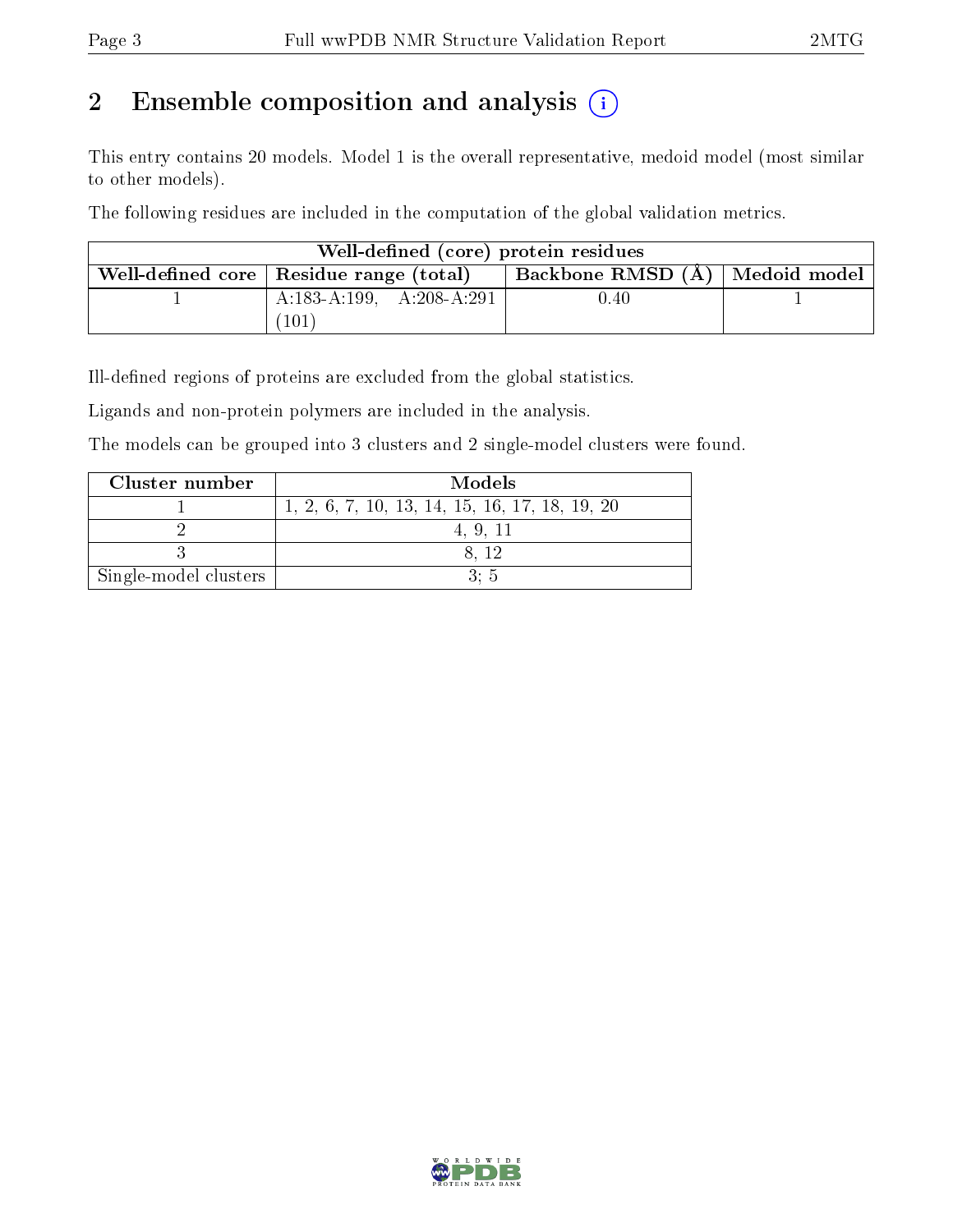## 2 Ensemble composition and analysis

This entry contains 20 models. Model 1 is the overall representative, medoid model (most similar to other models).

The following residues are included in the computation of the global validation metrics.

| Well-defined (core) protein residues | | | |
|---|---|---|---|
| Well-defined core | Residue range (total) | Backbone RMSD (Å) | Medoid model |
| 1 | A:183-A:199, A:208-A:291 (101) | 0.40 | 1 |

Ill-defined regions of proteins are excluded from the global statistics.

Ligands and non-protein polymers are included in the analysis.

The models can be grouped into 3 clusters and 2 single-model clusters were found.

| Cluster number | Models |
|---|---|
| 1 | 1, 2, 6, 7, 10, 13, 14, 15, 16, 17, 18, 19, 20 |
| 2 | 4, 9, 11 |
| 3 | 8, 12 |
| Single-model clusters | 3; 5 |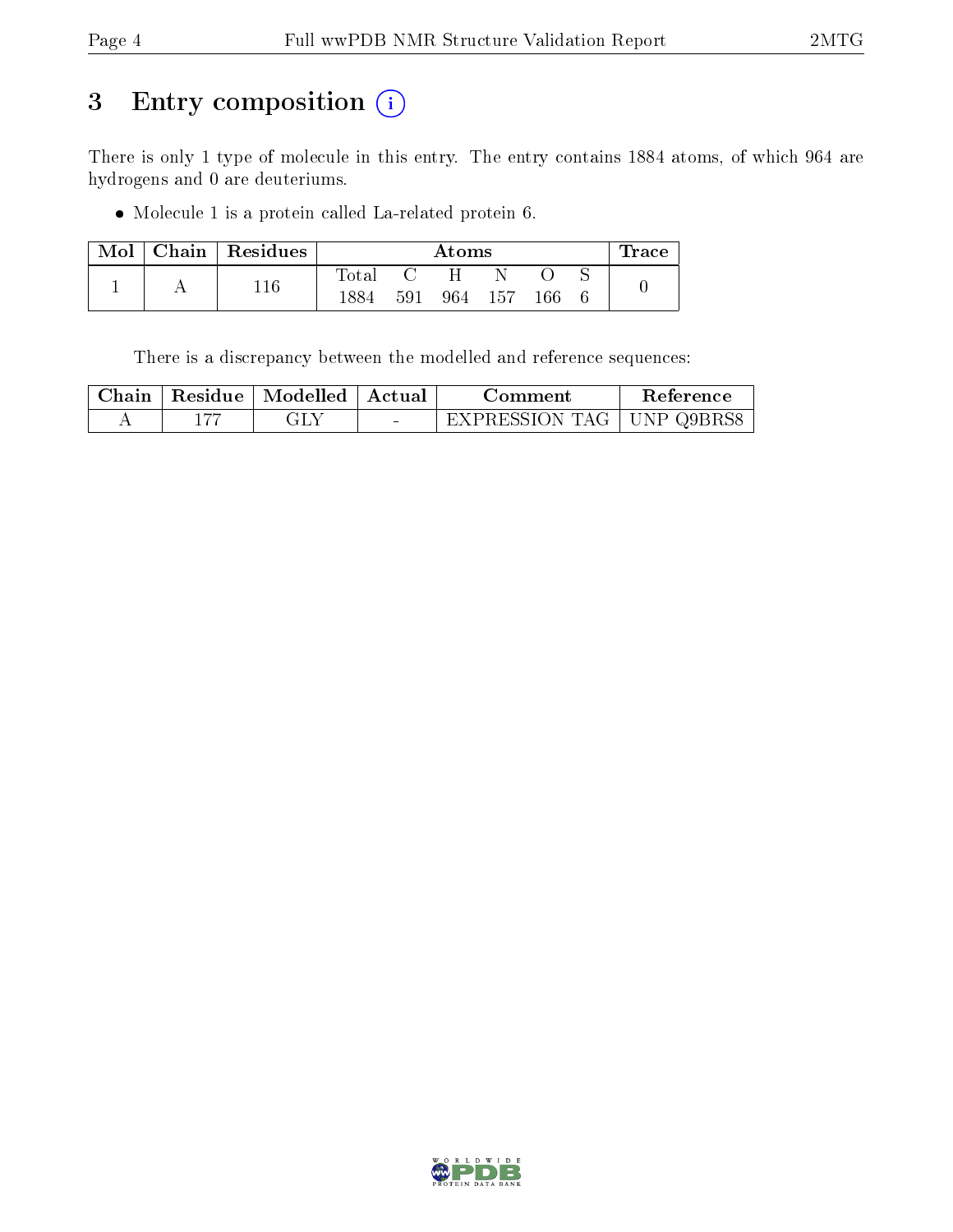# 3 Entry composition

There is only 1 type of molecule in this entry. The entry contains 1884 atoms, of which 964 are hydrogens and 0 are deuteriums.

- Molecule 1 is a protein called La-related protein 6.

| Mol | Chain | Residues | Atoms | | | | | | Trace |
|---|---|---|---|---|---|---|---|---|---|
| | | | Total | C | H | N | O | S | |
| 1 | A | 116 | 1884 | 591 | 964 | 157 | 166 | 6 | 0 |

There is a discrepancy between the modelled and reference sequences:

| Chain | Residue | Modelled | Actual | Comment | Reference |
|---|---|---|---|---|---|
| A | 177 | GLY | - | EXPRESSION TAG | UNP Q9BRS8 |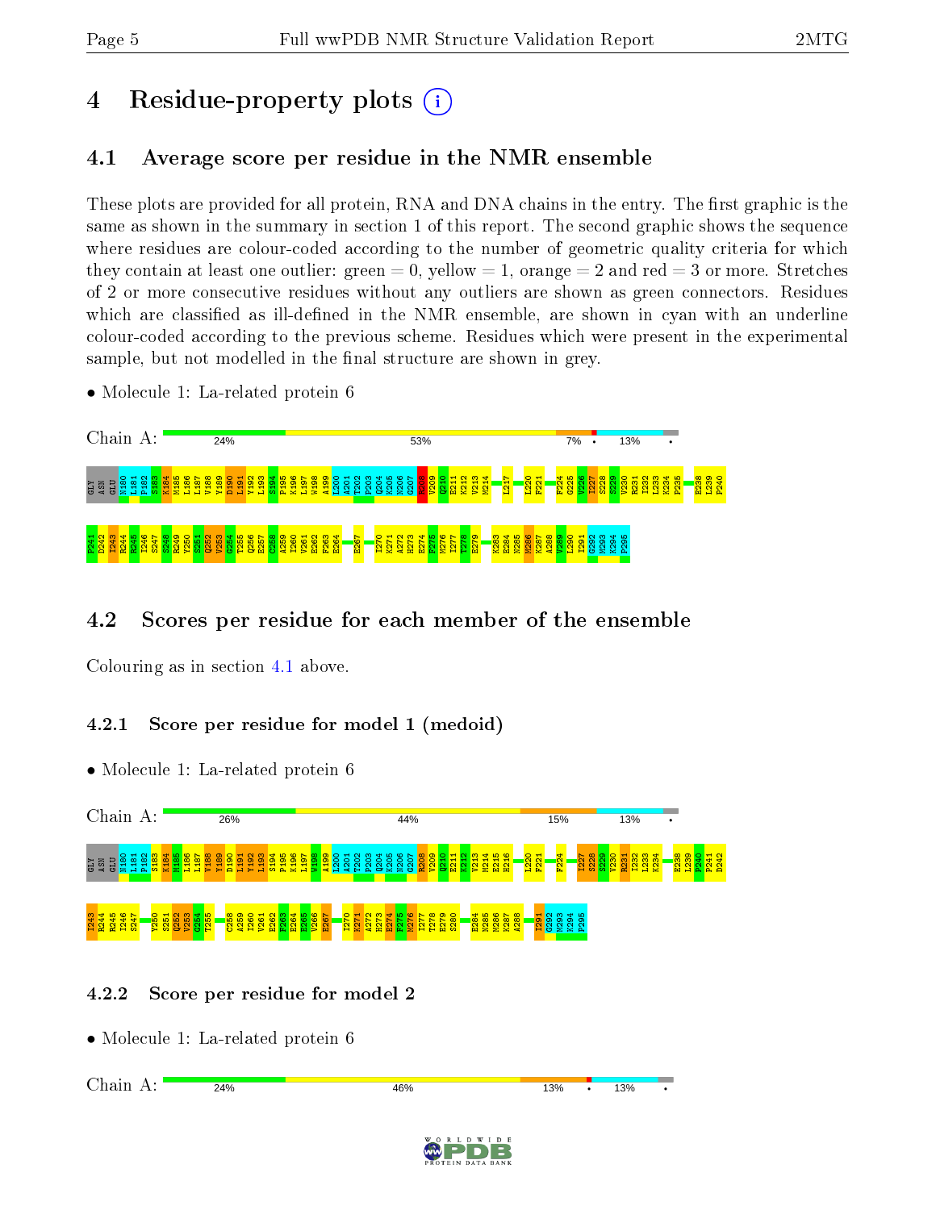# 4 Residue-property plots

## 4.1 Average score per residue in the NMR ensemble

These plots are provided for all protein, RNA and DNA chains in the entry. The first graphic is the same as shown in the summary in section 1 of this report. The second graphic shows the sequence where residues are colour-coded according to the number of geometric quality criteria for which they contain at least one outlier: green = 0, yellow = 1, orange = 2 and red = 3 or more. Stretches of 2 or more consecutive residues without any outliers are shown as green connectors. Residues which are classified as ill-defined in the NMR ensemble, are shown in cyan with an underline colour-coded according to the previous scheme. Residues which were present in the experimental sample, but not modelled in the final structure are shown in grey.

- Molecule 1: La-related protein 6

Chain A: 24% 53% 7% • 13% •

GLY ASN GLU N180 L181 P182 S183 K184 M185 L186 L187 V188 Y189 D190 L191 Y192 L193 S194 F195 K196 L197 W198 A199 I200 A201 T202 P203 Q204 K205 N206 G207 R208 V209 Q210 E211 K212 V213 M214 L217 L220 F221 F224 G225 V226 I227 S228 S229 V230 R231 I232 L233 K234 P235 E238 L239 P240 P241 D242 I243 R244 K245 I246 S247 S248 R249 Y250 S251 Q252 V253 G254 T255 Q256 E257 C258 A259 I260 V261 R262 F263 E264 E267 I270 K271 A272 H273 E274 F275 M276 I277 T278 E279 K283 E284 N285 M286 K287 A288 V289 L290 I291 G292 M293 K294 P295

## 4.2 Scores per residue for each member of the ensemble

Colouring as in section 4.1 above.

### 4.2.1 Score per residue for model 1 (medoid)

- Molecule 1: La-related protein 6

Chain A: 26% 44% 15% 13% •

GLY ASN GLU N180 L181 P182 S183 K184 M185 L186 L187 V188 Y189 D190 L191 Y192 L193 S194 F195 K196 L197 W198 A199 I200 A201 T202 P203 Q204 K205 N206 G207 R208 V209 Q210 E211 K212 V213 M214 E215 H216 L220 F221 F224 I227 S228 S229 V230 R231 I232 L233 K234 E238 L239 P240 P241 D242 I243 R244 K245 I246 S247 Y250 S251 Q252 V253 G254 T255 C258 A259 I260 V261 R262 F263 E264 E265 V266 E267 I270 K271 A272 H273 E274 F275 M276 I277 T278 E279 S280 E284 N285 M286 K287 A288 I291 G292 M293 K294 P295

### 4.2.2 Score per residue for model 2

- Molecule 1: La-related protein 6

Chain A: 24% 46% 13% • 13% •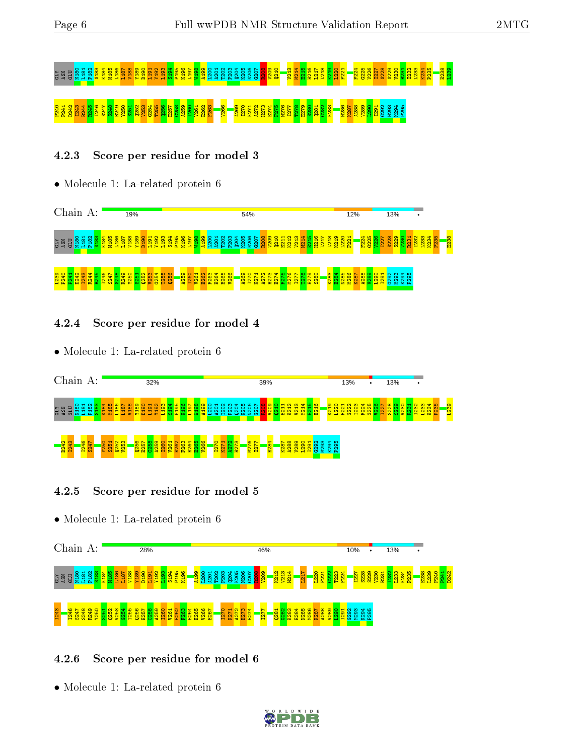### 4.2.3 Score per residue for model 3

- Molecule 1: La-related protein 6

Chain A: 19% | 54% | 12% | 13% | •

GLY ASN GLU N180 L181 P182 S183 K184 M185 L186 L187 V188 Y189 D190 L191 Y192 L193 S194 P195 K196 L197 W198 A199 I200 A201 T202 P203 Q204 K205 N206 G207 R208 V209 Q210 E211 K212 V213 M214 E215 H216 L217 L218 K219 L220 F221 F224 G225 V226 I227 S228 S229 V230 R231 I232 L233 K234 P235 E238 L239 P240 P241 D242 I243 R244 R245 I246 S247 S248 R249 Y250 S251 Q252 V253 G254 T255 Q256 A259 I260 V261 E262 F263 E264 E265 V266 A269 I270 K271 A272 H273 E274 F275 M276 I277 T278 E279 S280 K283 E284 N285 M286 K287 A288 V289 L290 I291 G292 M293 K294 P295

### 4.2.4 Score per residue for model 4

- Molecule 1: La-related protein 6

Chain A: 32% | 39% | 13% | • | 13% | •

GLY ASN GLU N180 L181 P182 S183 K184 M185 L186 L187 V188 Y189 D190 L191 Y192 L193 S194 P195 K196 L197 W198 A199 I200 A201 T202 P203 Q204 K205 N206 G207 R208 V209 Q210 E211 K212 V213 M214 E215 H216 K219 L220 F221 G222 T223 F224 G225 V226 I227 S228 S229 V230 R231 I232 L233 K234 P235 L239 D242 I243 I246 S247 Y250 S251 Q252 V253 Q256 E257 C258 A259 I260 V261 E262 F263 E264 E265 V266 I270 K271 A272 H273 M276 I277 E284 K287 A288 V289 L290 I291 G292 M293 K294 P295

### 4.2.5 Score per residue for model 5

- Molecule 1: La-related protein 6

Chain A: 28% | 46% | 10% | • | 13% | •

GLY ASN GLU N180 L181 P182 S183 K184 M185 L186 L187 V188 Y189 D190 L191 Y192 L193 S194 P195 K196 A199 I200 A201 T202 P203 Q204 K205 N206 G207 R208 V209 K212 V213 M214 L217 L220 F221 G222 T223 F224 I227 S228 S229 V230 R231 I232 L233 K234 P235 E238 L239 P240 P241 D242 I243 I246 S247 S248 R249 Y250 S251 Q252 V253 G254 T255 Q256 E257 C258 A259 I260 V261 E262 F263 E264 E265 V266 E267 I270 K271 A272 H273 E274 I277 Q281 G282 K283 E284 N285 M286 K287 A288 V289 L290 I291 G292 M293 K294 P295

### 4.2.6 Score per residue for model 6

- Molecule 1: La-related protein 6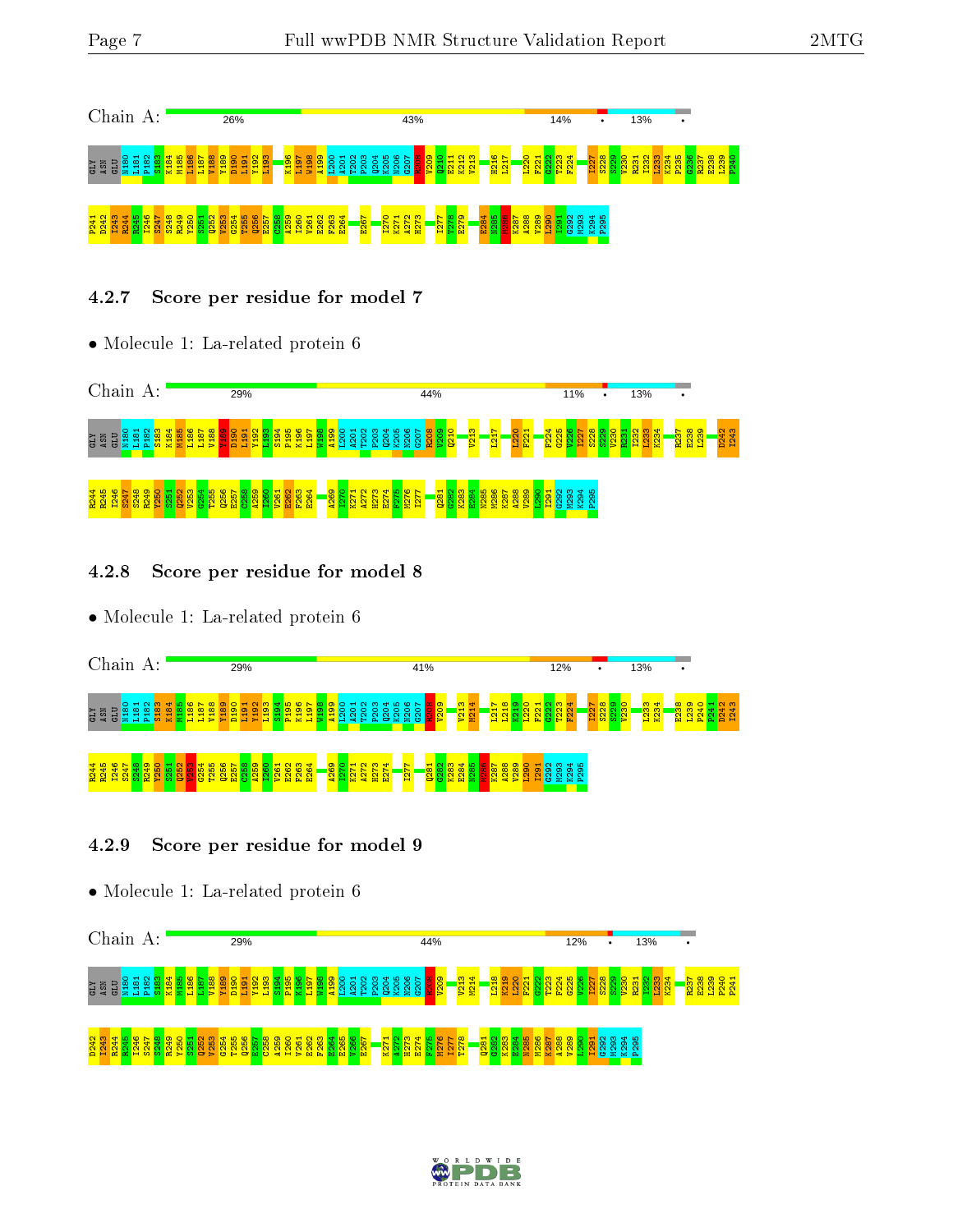Chain A: 26% 43% 14% • 13% •

GLY ASN GLU N180 L181 P182 S183 K184 M185 L186 L187 V188 Y189 D190 L191 Y192 L193 K196 L197 W198 A199 I200 A201 T202 P203 Q204 K205 N206 G207 R208 V209 Q210 E211 E212 V213 H216 L217 I220 F221 G222 T223 F224 I227 S228 S229 V230 R231 I232 L233 K234 P235 G236 R237 E238 L239 P240

P241 D242 I243 R244 R245 I246 S247 S248 R249 Y250 S251 Q252 V253 G254 T255 Q256 E257 C258 A259 I260 V261 E262 F263 E264 E267 I270 K271 A272 H273 I277 T278 E279 E284 N285 M286 K287 A288 V289 L290 I291 G292 M293 K294 P295

### 4.2.7 Score per residue for model 7

- Molecule 1: La-related protein 6

Chain A: 29% 44% 11% • 13% •

GLY ASN GLU N180 L181 P182 S183 K184 M185 L186 L187 V188 Y189 D190 L191 Y192 L193 S194 P195 K196 L197 W198 A199 I200 A201 T202 P203 Q204 K205 N206 G207 R208 V209 Q210 V213 L217 I220 F221 F224 G225 V226 I227 S228 S229 V230 R231 I232 L233 K234 R237 E238 L239 D242 I243

R244 R245 I246 S247 S248 R249 Y250 S251 Q252 V253 G254 T255 Q256 E257 C258 A259 I260 V261 E262 F263 E264 A269 I270 K271 A272 H273 E274 F275 M276 I277 Q281 G282 K283 E284 N285 M286 K287 A288 V289 L290 I291 G292 M293 K294 P295

### 4.2.8 Score per residue for model 8

- Molecule 1: La-related protein 6

Chain A: 29% 41% 12% • 13% •

GLY ASN GLU N180 L181 P182 S183 K184 M185 L186 L187 V188 Y189 D190 L191 Y192 L193 S194 P195 K196 L197 W198 A199 I200 A201 T202 P203 Q204 K205 N206 G207 R208 V209 V213 M214 L217 L218 K219 I220 F221 G222 T223 F224 I227 S228 S229 V230 L233 K234 E238 L239 P240 P241 D242 I243

R244 R245 I246 S247 S248 R249 Y250 S251 Q252 V253 G254 T255 Q256 E257 C258 A259 I260 V261 E262 F263 E264 A269 I270 K271 A272 H273 E274 I277 Q281 G282 K283 E284 N285 M286 K287 A288 V289 L290 I291 G292 M293 K294 P295

### 4.2.9 Score per residue for model 9

- Molecule 1: La-related protein 6

Chain A: 29% 44% 12% • 13% •

GLY ASN GLU N180 L181 P182 S183 K184 M185 L186 L187 V188 Y189 D190 L191 Y192 L193 S194 P195 K196 L197 W198 A199 I200 A201 T202 P203 Q204 K205 N206 G207 R208 V209 V213 M214 L218 K219 I220 F221 G222 T223 F224 G225 V226 I227 S228 S229 V230 R231 I232 L233 K234 R237 E238 L239 P240 P241

D242 I243 R244 R245 I246 S247 S248 R249 Y250 S251 Q252 V253 G254 T255 Q256 E257 C258 A259 I260 V261 E262 F263 E264 E265 V266 E267 K271 A272 H273 E274 F275 M276 I277 T278 Q281 G282 K283 E284 N285 M286 K287 A288 V289 L290 I291 G292 M293 K294 P295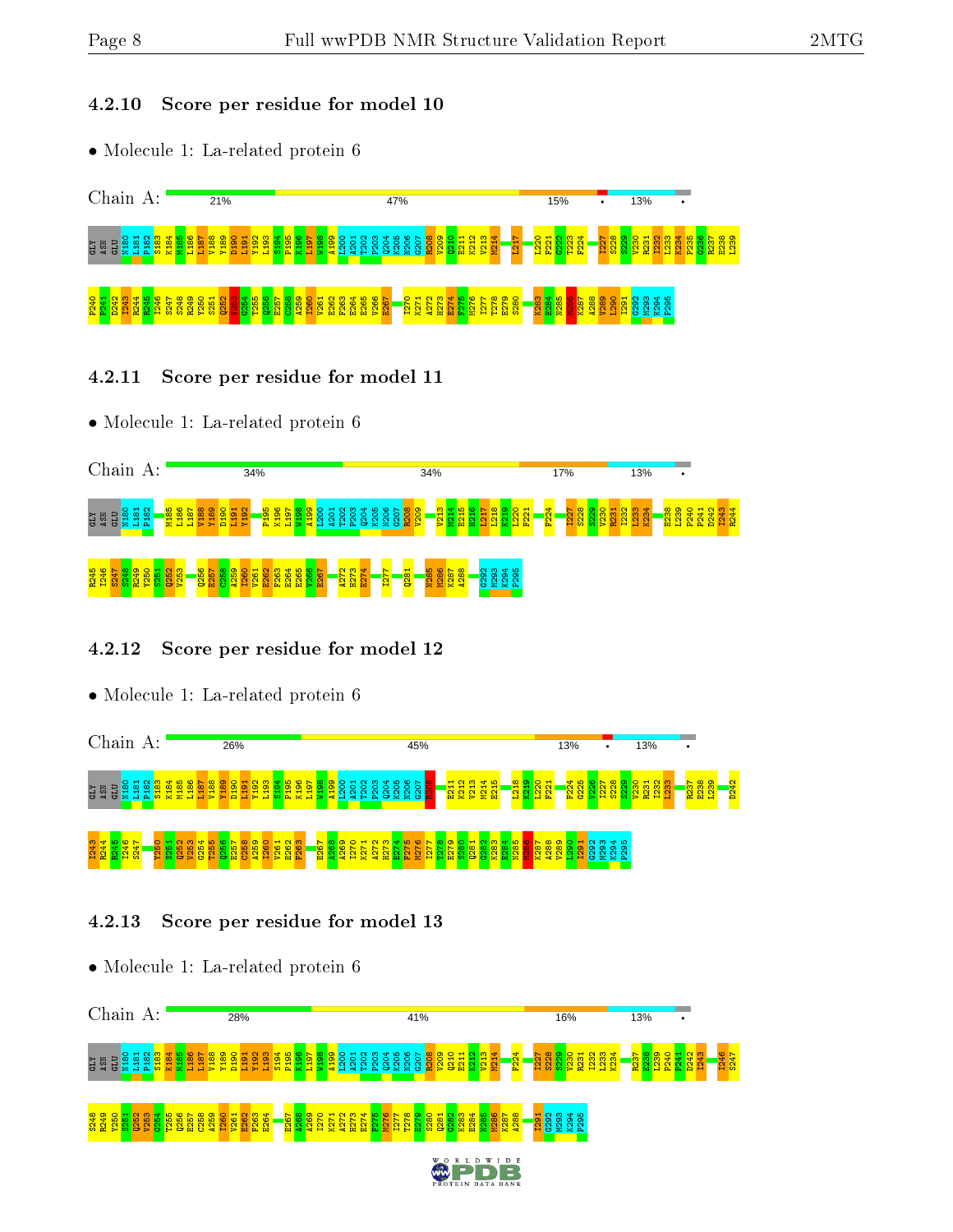### 4.2.10 Score per residue for model 10

- Molecule 1: La-related protein 6

Chain A: 21% 47% 15% • 13% •

GLY ASN GLU N180 L181 P182 S183 K184 M185 L186 L187 V188 Y189 D190 L191 Y192 L193 S194 P195 K196 L197 W198 A199 L200 A201 T202 P203 Q204 K205 N206 G207 R208 V209 Q210 E211 K212 V213 M214 L217 L220 F221 G222 T223 F224 I227 S228 S229 V230 R231 I232 L233 K234 P235 G236 R237 E238 L239 P240 P241 D242 I243 R244 R245 I246 S247 S248 R249 Y250 S251 Q252 V253 G254 T255 Q256 E257 C258 A259 I260 V261 E262 F263 E264 E265 V266 E267 I270 K271 A272 H273 E274 F275 M276 I277 T278 E279 S280 K283 E284 N285 M286 K287 A288 V289 L290 I291 G292 M293 K294 P295

### 4.2.11 Score per residue for model 11

- Molecule 1: La-related protein 6

Chain A: 34% 34% 17% 13% •

GLY ASN GLU N180 L181 P182 M185 L186 L187 V188 Y189 D190 L191 Y192 P195 K196 L197 W198 A199 L200 A201 T202 P203 Q204 K205 N206 G207 R208 V209 V213 M214 E215 K216 L217 T218 K219 L220 F221 F224 I227 S228 S229 V230 R231 I232 L233 K234 E238 L239 P240 P241 D242 I243 R244 R245 I246 S247 S248 R249 Y250 S251 Q252 V253 Q256 E257 C258 A259 I260 V261 E262 F263 E264 E265 V266 E267 A272 H273 E274 I277 Q281 N285 M286 K287 A288 G292 M293 K294 P295

### 4.2.12 Score per residue for model 12

- Molecule 1: La-related protein 6

Chain A: 26% 45% 13% • 13% •

GLY ASN GLU N180 L181 P182 S183 K184 M185 L186 L187 V188 Y189 D190 L191 Y192 L193 S194 P195 K196 L197 W198 A199 L200 A201 T202 P203 Q204 K205 N206 G207 R208 E211 K212 V213 M214 E215 L218 K219 L220 F221 F224 G225 V226 I227 S228 S229 V230 R231 I232 L233 R237 E238 L239 D242 I243 R244 R245 I246 S247 Y250 S251 Q252 V253 G254 T255 Q256 E257 C258 A259 I260 V261 E262 F263 E267 A268 A269 I270 K271 A272 H273 E274 F275 M276 I277 T278 E279 S280 Q281 G282 K283 E284 N285 M286 K287 A288 V289 L290 I291 G292 M293 K294 P295

### 4.2.13 Score per residue for model 13

- Molecule 1: La-related protein 6

Chain A: 28% 41% 16% 13% •

GLY ASN GLU N180 L181 P182 S183 K184 M185 L186 L187 V188 Y189 D190 L191 Y192 L193 S194 P195 K196 L197 W198 A199 L200 A201 T202 P203 Q204 K205 N206 G207 R208 V209 Q210 E211 K212 V213 M214 F224 I227 S228 S229 V230 R231 I232 L233 K234 R237 E238 L239 P240 P241 D242 I243 I246 S247 S248 R249 Y250 S251 Q252 V253 G254 T255 Q256 E257 C258 A259 I260 V261 E262 F263 E264 E267 A268 A269 I270 K271 A272 H273 E274 F275 M276 I277 T278 E279 S280 Q281 G282 K283 E284 N285 M286 K287 A288 I291 G292 M293 K294 P295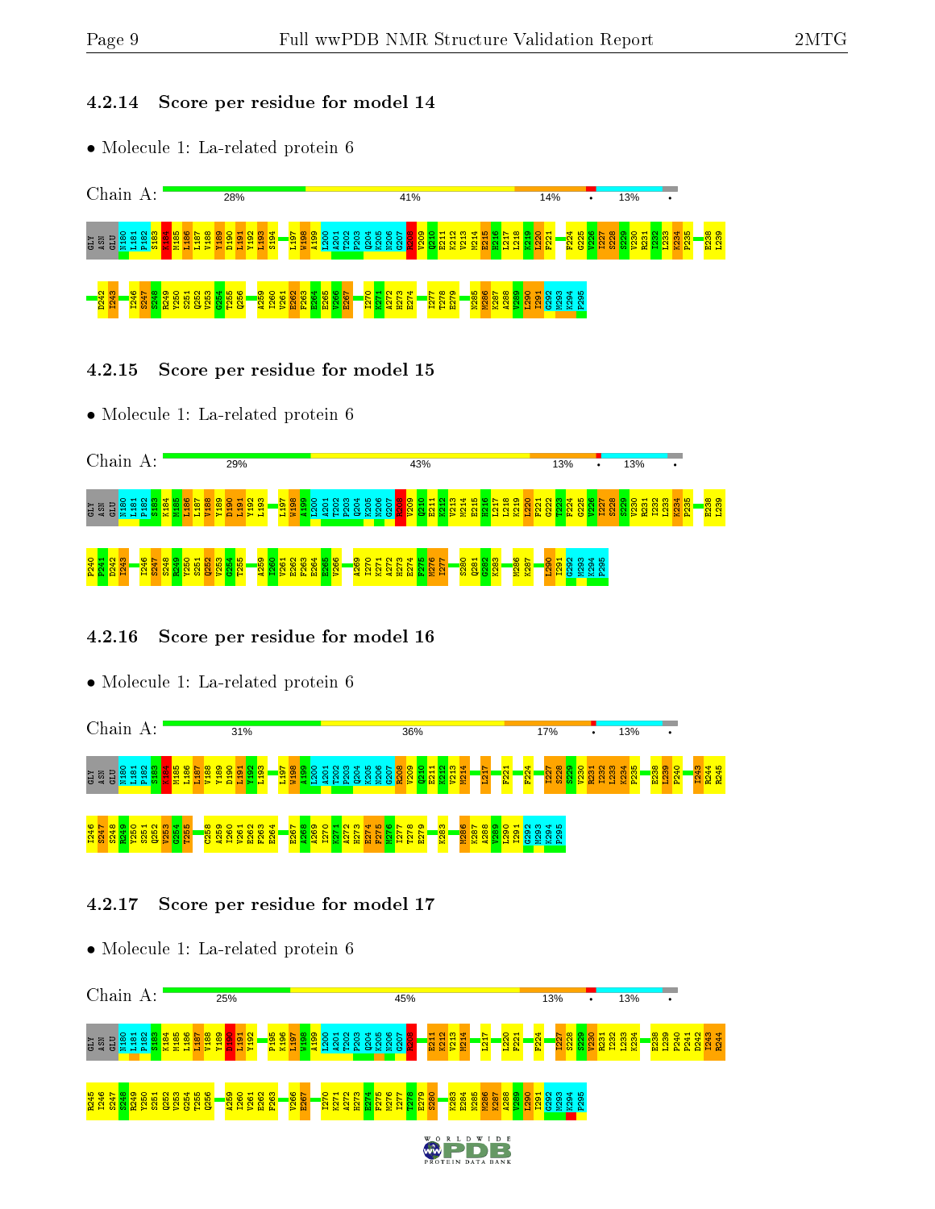### 4.2.14 Score per residue for model 14

- Molecule 1: La-related protein 6

Chain A: 28% 41% 14% • 13% •

GLY ASN GLU N180 L181 P182 S183 K184 M185 L186 L187 V188 Y189 D190 L191 Y192 L193 S194 L197 W198 A199 I200 A201 T202 P203 Q204 K205 N206 G207 R208 V209 Q210 E211 K212 V213 M214 E215 H216 L217 L218 K219 L220 F221 F224 G225 V226 I227 S228 S229 V230 R231 I232 L233 K234 P235 E238 L239 D242 I243 I246 S247 S248 R249 Y250 S251 Q252 V253 G254 T255 Q256 A259 I260 V261 E262 F263 E264 E265 V266 E267 I270 K271 A272 H273 E274 I277 T278 E279 N285 M286 K287 A288 V289 L290 I291 G292 M293 K294 P295

### 4.2.15 Score per residue for model 15

- Molecule 1: La-related protein 6

Chain A: 29% 43% 13% • 13% •

GLY ASN GLU N180 L181 P182 S183 K184 M185 L186 L187 V188 Y189 D190 L191 Y192 L193 L197 W198 A199 I200 A201 T202 P203 Q204 K205 N206 G207 R208 V209 Q210 E211 K212 V213 M214 E215 H216 L217 L218 K219 L220 F221 G222 T223 F224 G225 V226 I227 S228 S229 V230 R231 I232 L233 K234 P235 E238 L239 P240 F241 D242 I243 I246 S247 S248 R249 Y250 S251 Q252 V253 G254 T255 A259 I260 V261 E262 F263 E264 E265 V266 A269 I270 K271 A272 H273 E274 F275 M276 I277 S280 Q281 G282 K283 M286 K287 L290 I291 G292 M293 K294 P295

### 4.2.16 Score per residue for model 16

- Molecule 1: La-related protein 6

Chain A: 31% 36% 17% • 13% •

GLY ASN GLU N180 L181 P182 S183 K184 M185 L186 L187 V188 Y189 D190 L191 Y192 L193 L197 W198 A199 I200 A201 T202 P203 Q204 K205 N206 G207 R208 V209 Q210 E211 K212 V213 M214 L217 F221 F224 I227 S228 S229 V230 R231 I232 L233 K234 P235 E238 L239 P240 I243 R244 R245 I246 S247 S248 R249 Y250 S251 Q252 V253 G254 T255 Q258 A259 I260 V261 E262 F263 E264 E267 K268 A269 I270 K271 A272 H273 E274 F275 M276 I277 T278 E279 K283 M286 K287 A288 V289 L290 I291 G292 M293 K294 P295

### 4.2.17 Score per residue for model 17

- Molecule 1: La-related protein 6

Chain A: 25% 45% 13% • 13% •

GLY ASN GLU N180 L181 P182 S183 K184 M185 L186 L187 V188 Y189 D190 L191 Y192 L193 P195 K196 L197 W198 A199 I200 A201 T202 P203 Q204 K205 N206 G207 R208 E211 K212 V213 M214 L217 L220 F221 F224 I227 S228 S229 V230 R231 I232 L233 K234 E238 L239 P240 F241 D242 I243 R244 R245 I246 S247 S248 R249 Y250 S251 Q252 V253 G254 T255 Q256 A259 I260 V261 E262 F263 V266 E267 I270 K271 A272 H273 E274 F275 M276 I277 T278 E279 S280 K283 E284 N285 M286 K287 A288 V289 L290 I291 G292 M293 K294 P295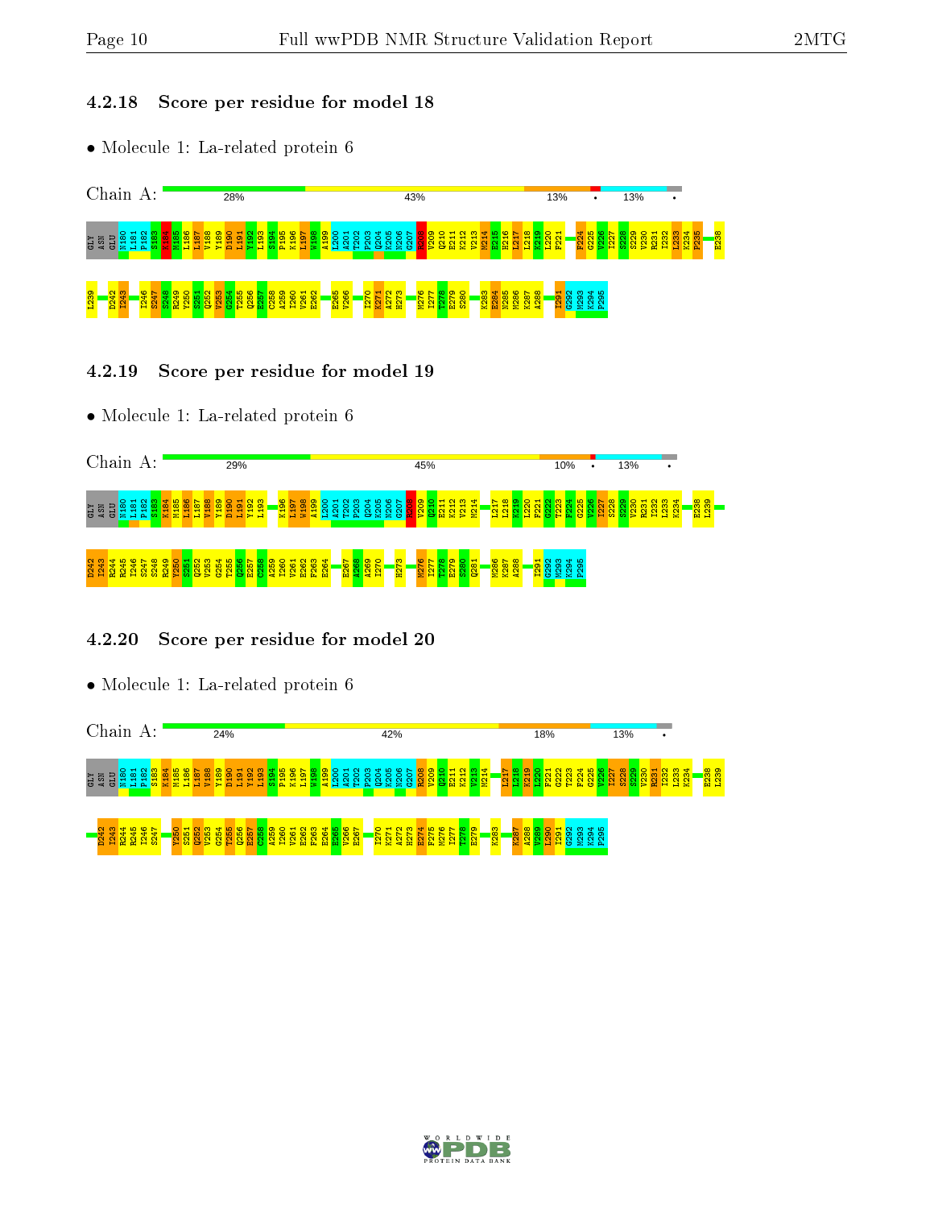### 4.2.18 Score per residue for model 18

- Molecule 1: La-related protein 6

Chain A: 28% 43% 13% • 13% •

GLY ASN GLU N180 L181 P182 S183 K184 M185 L186 L187 V188 Y189 D190 L191 Y192 L193 S194 P195 K196 L197 W198 A199 I200 A201 T202 P203 Q204 K205 N206 G207 R208 V209 Q210 E211 K212 V213 M214 E215 H216 L217 L218 K219 L220 F221 F224 G225 V226 I227 S228 S229 V230 R231 I232 L233 K234 P235 E238 L239 D242 I243 I246 S247 S248 R249 Y250 S251 Q252 V253 G254 T255 Q256 E257 C258 A259 I260 V261 E262 E265 V266 I270 K271 A272 H273 M276 I277 T278 E279 S280 K283 E284 N285 M286 K287 A288 I291 G292 M293 K294 P295

### 4.2.19 Score per residue for model 19

- Molecule 1: La-related protein 6

Chain A: 29% 45% 10% • 13% •

GLY ASN GLU N180 L181 P182 S183 K184 M185 L186 L187 V188 Y189 D190 L191 Y192 L193 K196 L197 W198 A199 I200 A201 T202 P203 Q204 K205 N206 G207 R208 V209 Q210 E211 K212 V213 M214 L217 L218 K219 L220 F221 G222 T223 F224 G225 V226 I227 S228 S229 V230 R231 I232 L233 K234 E238 L239 D242 I243 R244 R245 I246 S247 S248 R249 Y250 S251 Q252 V253 G254 T255 Q256 E257 C258 A259 I260 V261 E262 F263 E264 E267 A268 A269 I270 H273 M276 I277 T278 E279 S280 Q281 M286 K287 A288 I291 G292 M293 K294 P295

### 4.2.20 Score per residue for model 20

- Molecule 1: La-related protein 6

Chain A: 24% 42% 18% 13% •

GLY ASN GLU N180 L181 P182 S183 K184 M185 L186 L187 V188 Y189 D190 L191 Y192 L193 S194 P195 K196 L197 W198 A199 I200 A201 T202 P203 Q204 K205 N206 G207 R208 V209 Q210 E211 K212 V213 M214 L217 L218 K219 L220 F221 G222 T223 F224 G225 V226 I227 S228 S229 V230 R231 I232 L233 K234 E238 L239 D242 I243 R244 R245 I246 S247 Y250 S251 Q252 V253 G254 T255 Q256 E257 C258 A259 I260 V261 E262 F263 E264 E265 V266 E267 I270 K271 A272 H273 E274 F275 M276 I277 T278 E279 K283 K287 A288 V289 L290 I291 G292 M293 K294 P295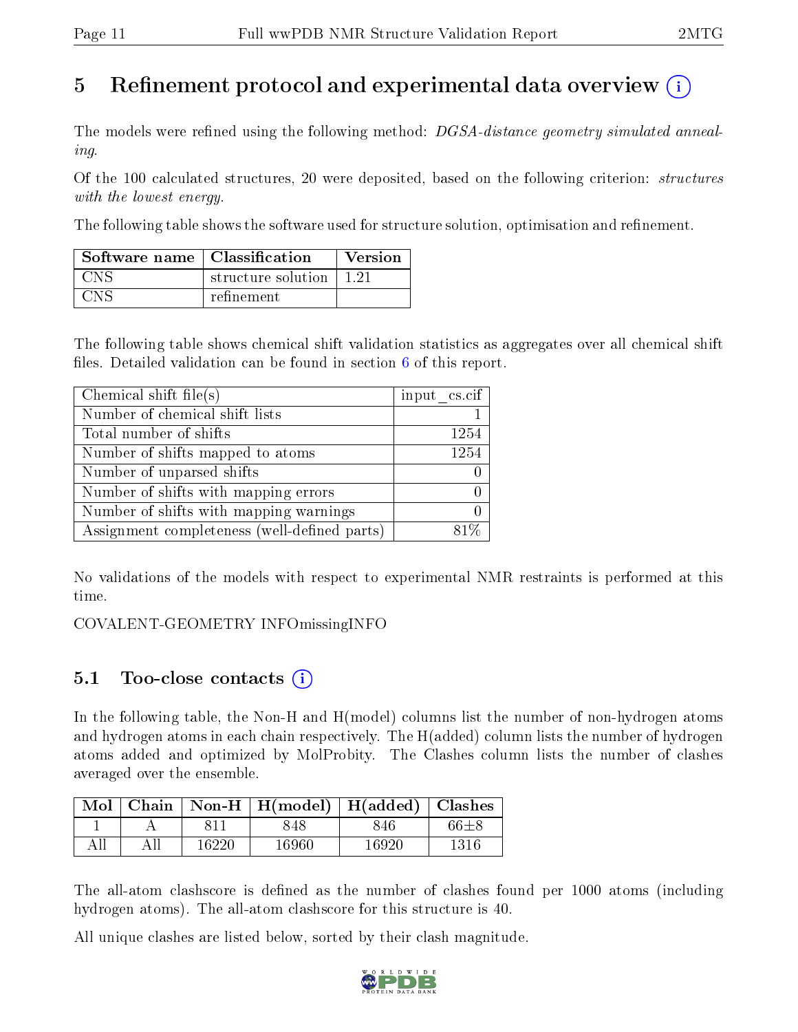# 5 Refinement protocol and experimental data overview

The models were refined using the following method: *DGSA-distance geometry simulated annealing*.

Of the 100 calculated structures, 20 were deposited, based on the following criterion: *structures with the lowest energy*.

The following table shows the software used for structure solution, optimisation and refinement.

| Software name | Classification | Version |
|---|---|---|
| CNS | structure solution | 1.21 |
| CNS | refinement | |

The following table shows chemical shift validation statistics as aggregates over all chemical shift files. Detailed validation can be found in section 6 of this report.

| Chemical shift file(s) | input_cs.cif |
|---|---|
| Number of chemical shift lists | 1 |
| Total number of shifts | 1254 |
| Number of shifts mapped to atoms | 1254 |
| Number of unparsed shifts | 0 |
| Number of shifts with mapping errors | 0 |
| Number of shifts with mapping warnings | 0 |
| Assignment completeness (well-defined parts) | 81% |

No validations of the models with respect to experimental NMR restraints is performed at this time.

COVALENT-GEOMETRY INFOmissingINFO

## 5.1 Too-close contacts

In the following table, the Non-H and H(model) columns list the number of non-hydrogen atoms and hydrogen atoms in each chain respectively. The H(added) column lists the number of hydrogen atoms added and optimized by MolProbity. The Clashes column lists the number of clashes averaged over the ensemble.

| Mol | Chain | Non-H | H(model) | H(added) | Clashes |
|---|---|---|---|---|---|
| 1 | A | 811 | 848 | 846 | 66±8 |
| All | All | 16220 | 16960 | 16920 | 1316 |

The all-atom clashscore is defined as the number of clashes found per 1000 atoms (including hydrogen atoms). The all-atom clashscore for this structure is 40.

All unique clashes are listed below, sorted by their clash magnitude.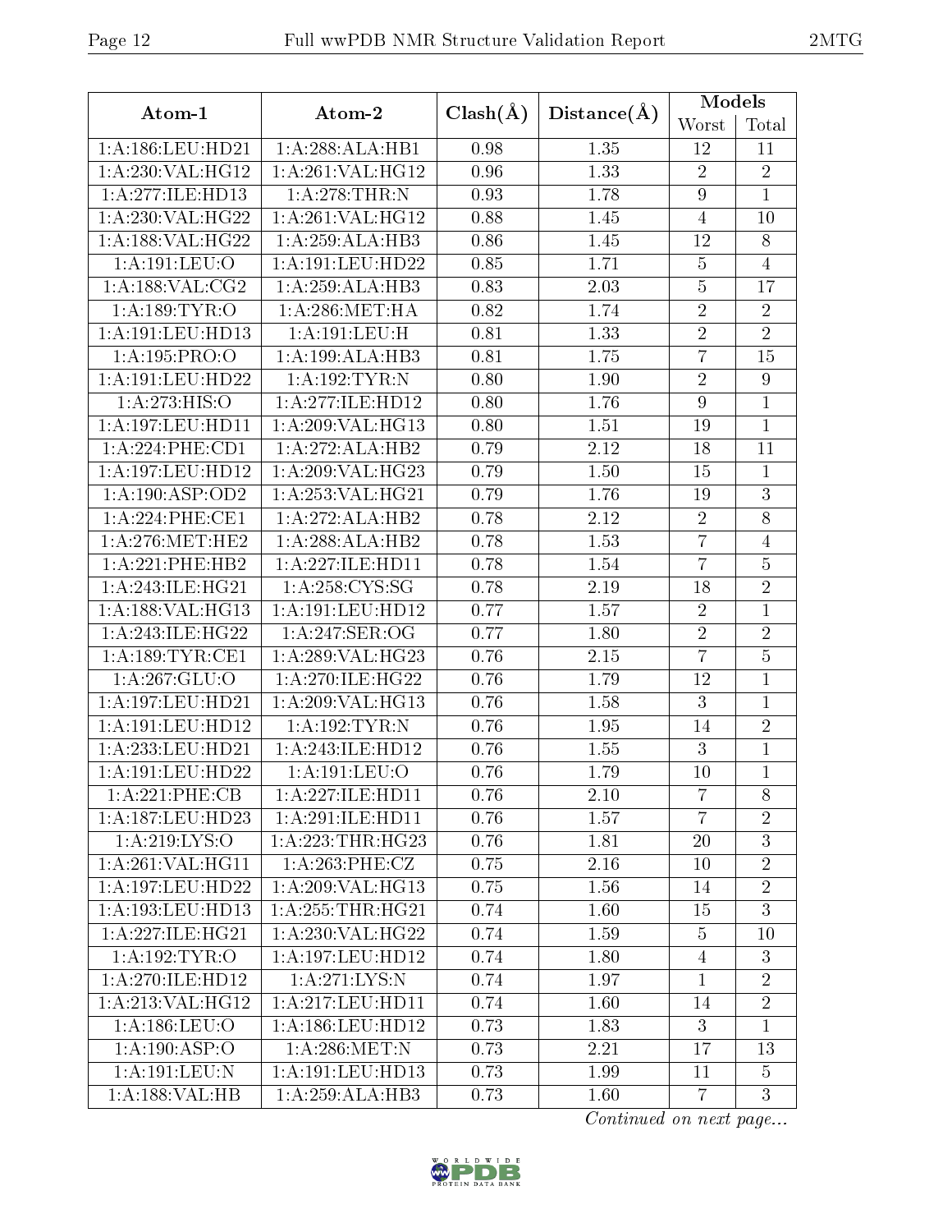| Atom-1 | Atom-2 | Clash(Å) | Distance(Å) | Models | |
|---|---|---|---|---|---|
| | | | | Worst | Total |
| 1:A:186:LEU:HD21 | 1:A:288:ALA:HB1 | 0.98 | 1.35 | 12 | 11 |
| 1:A:230:VAL:HG12 | 1:A:261:VAL:HG12 | 0.96 | 1.33 | 2 | 2 |
| 1:A:277:ILE:HD13 | 1:A:278:THR:N | 0.93 | 1.78 | 9 | 1 |
| 1:A:230:VAL:HG22 | 1:A:261:VAL:HG12 | 0.88 | 1.45 | 4 | 10 |
| 1:A:188:VAL:HG22 | 1:A:259:ALA:HB3 | 0.86 | 1.45 | 12 | 8 |
| 1:A:191:LEU:O | 1:A:191:LEU:HD22 | 0.85 | 1.71 | 5 | 4 |
| 1:A:188:VAL:CG2 | 1:A:259:ALA:HB3 | 0.83 | 2.03 | 5 | 17 |
| 1:A:189:TYR:O | 1:A:286:MET:HA | 0.82 | 1.74 | 2 | 2 |
| 1:A:191:LEU:HD13 | 1:A:191:LEU:H | 0.81 | 1.33 | 2 | 2 |
| 1:A:195:PRO:O | 1:A:199:ALA:HB3 | 0.81 | 1.75 | 7 | 15 |
| 1:A:191:LEU:HD22 | 1:A:192:TYR:N | 0.80 | 1.90 | 2 | 9 |
| 1:A:273:HIS:O | 1:A:277:ILE:HD12 | 0.80 | 1.76 | 9 | 1 |
| 1:A:197:LEU:HD11 | 1:A:209:VAL:HG13 | 0.80 | 1.51 | 19 | 1 |
| 1:A:224:PHE:CD1 | 1:A:272:ALA:HB2 | 0.79 | 2.12 | 18 | 11 |
| 1:A:197:LEU:HD12 | 1:A:209:VAL:HG23 | 0.79 | 1.50 | 15 | 1 |
| 1:A:190:ASP:OD2 | 1:A:253:VAL:HG21 | 0.79 | 1.76 | 19 | 3 |
| 1:A:224:PHE:CE1 | 1:A:272:ALA:HB2 | 0.78 | 2.12 | 2 | 8 |
| 1:A:276:MET:HE2 | 1:A:288:ALA:HB2 | 0.78 | 1.53 | 7 | 4 |
| 1:A:221:PHE:HB2 | 1:A:227:ILE:HD11 | 0.78 | 1.54 | 7 | 5 |
| 1:A:243:ILE:HG21 | 1:A:258:CYS:SG | 0.78 | 2.19 | 18 | 2 |
| 1:A:188:VAL:HG13 | 1:A:191:LEU:HD12 | 0.77 | 1.57 | 2 | 1 |
| 1:A:243:ILE:HG22 | 1:A:247:SER:OG | 0.77 | 1.80 | 2 | 2 |
| 1:A:189:TYR:CE1 | 1:A:289:VAL:HG23 | 0.76 | 2.15 | 7 | 5 |
| 1:A:267:GLU:O | 1:A:270:ILE:HG22 | 0.76 | 1.79 | 12 | 1 |
| 1:A:197:LEU:HD21 | 1:A:209:VAL:HG13 | 0.76 | 1.58 | 3 | 1 |
| 1:A:191:LEU:HD12 | 1:A:192:TYR:N | 0.76 | 1.95 | 14 | 2 |
| 1:A:233:LEU:HD21 | 1:A:243:ILE:HD12 | 0.76 | 1.55 | 3 | 1 |
| 1:A:191:LEU:HD22 | 1:A:191:LEU:O | 0.76 | 1.79 | 10 | 1 |
| 1:A:221:PHE:CB | 1:A:227:ILE:HD11 | 0.76 | 2.10 | 7 | 8 |
| 1:A:187:LEU:HD23 | 1:A:291:ILE:HD11 | 0.76 | 1.57 | 7 | 2 |
| 1:A:219:LYS:O | 1:A:223:THR:HG23 | 0.76 | 1.81 | 20 | 3 |
| 1:A:261:VAL:HG11 | 1:A:263:PHE:CZ | 0.75 | 2.16 | 10 | 2 |
| 1:A:197:LEU:HD22 | 1:A:209:VAL:HG13 | 0.75 | 1.56 | 14 | 2 |
| 1:A:193:LEU:HD13 | 1:A:255:THR:HG21 | 0.74 | 1.60 | 15 | 3 |
| 1:A:227:ILE:HG21 | 1:A:230:VAL:HG22 | 0.74 | 1.59 | 5 | 10 |
| 1:A:192:TYR:O | 1:A:197:LEU:HD12 | 0.74 | 1.80 | 4 | 3 |
| 1:A:270:ILE:HD12 | 1:A:271:LYS:N | 0.74 | 1.97 | 1 | 2 |
| 1:A:213:VAL:HG12 | 1:A:217:LEU:HD11 | 0.74 | 1.60 | 14 | 2 |
| 1:A:186:LEU:O | 1:A:186:LEU:HD12 | 0.73 | 1.83 | 3 | 1 |
| 1:A:190:ASP:O | 1:A:286:MET:N | 0.73 | 2.21 | 17 | 13 |
| 1:A:191:LEU:N | 1:A:191:LEU:HD13 | 0.73 | 1.99 | 11 | 5 |
| 1:A:188:VAL:HB | 1:A:259:ALA:HB3 | 0.73 | 1.60 | 7 | 3 |

*Continued on next page...*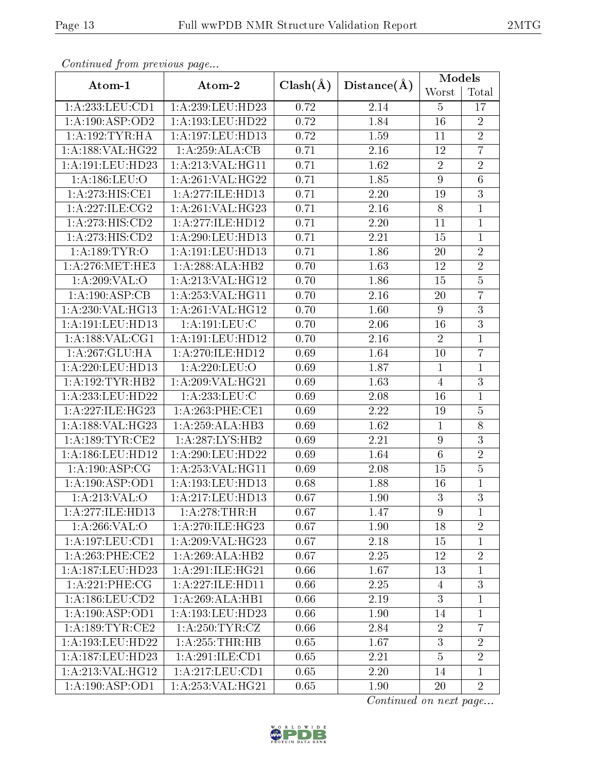*Continued from previous page...*

| Atom-1 | Atom-2 | Clash(Å) | Distance(Å) | Models | |
|---|---|---|---|---|---|
| | | | | Worst | Total |
| 1:A:233:LEU:CD1 | 1:A:239:LEU:HD23 | 0.72 | 2.14 | 5 | 17 |
| 1:A:190:ASP:OD2 | 1:A:193:LEU:HD22 | 0.72 | 1.84 | 16 | 2 |
| 1:A:192:TYR:HA | 1:A:197:LEU:HD13 | 0.72 | 1.59 | 11 | 2 |
| 1:A:188:VAL:HG22 | 1:A:259:ALA:CB | 0.71 | 2.16 | 12 | 7 |
| 1:A:191:LEU:HD23 | 1:A:213:VAL:HG11 | 0.71 | 1.62 | 2 | 2 |
| 1:A:186:LEU:O | 1:A:261:VAL:HG22 | 0.71 | 1.85 | 9 | 6 |
| 1:A:273:HIS:CE1 | 1:A:277:ILE:HD13 | 0.71 | 2.20 | 19 | 3 |
| 1:A:227:ILE:CG2 | 1:A:261:VAL:HG23 | 0.71 | 2.16 | 8 | 1 |
| 1:A:273:HIS:CD2 | 1:A:277:ILE:HD12 | 0.71 | 2.20 | 11 | 1 |
| 1:A:273:HIS:CD2 | 1:A:290:LEU:HD13 | 0.71 | 2.21 | 15 | 1 |
| 1:A:189:TYR:O | 1:A:191:LEU:HD13 | 0.71 | 1.86 | 20 | 2 |
| 1:A:276:MET:HE3 | 1:A:288:ALA:HB2 | 0.70 | 1.63 | 12 | 2 |
| 1:A:209:VAL:O | 1:A:213:VAL:HG12 | 0.70 | 1.86 | 15 | 5 |
| 1:A:190:ASP:CB | 1:A:253:VAL:HG11 | 0.70 | 2.16 | 20 | 7 |
| 1:A:230:VAL:HG13 | 1:A:261:VAL:HG12 | 0.70 | 1.60 | 9 | 3 |
| 1:A:191:LEU:HD13 | 1:A:191:LEU:C | 0.70 | 2.06 | 16 | 3 |
| 1:A:188:VAL:CG1 | 1:A:191:LEU:HD12 | 0.70 | 2.16 | 2 | 1 |
| 1:A:267:GLU:HA | 1:A:270:ILE:HD12 | 0.69 | 1.64 | 10 | 7 |
| 1:A:220:LEU:HD13 | 1:A:220:LEU:O | 0.69 | 1.87 | 1 | 1 |
| 1:A:192:TYR:HB2 | 1:A:209:VAL:HG21 | 0.69 | 1.63 | 4 | 3 |
| 1:A:233:LEU:HD22 | 1:A:233:LEU:C | 0.69 | 2.08 | 16 | 1 |
| 1:A:227:ILE:HG23 | 1:A:263:PHE:CE1 | 0.69 | 2.22 | 19 | 5 |
| 1:A:188:VAL:HG23 | 1:A:259:ALA:HB3 | 0.69 | 1.62 | 1 | 8 |
| 1:A:189:TYR:CE2 | 1:A:287:LYS:HB2 | 0.69 | 2.21 | 9 | 3 |
| 1:A:186:LEU:HD12 | 1:A:290:LEU:HD22 | 0.69 | 1.64 | 6 | 2 |
| 1:A:190:ASP:CG | 1:A:253:VAL:HG11 | 0.69 | 2.08 | 15 | 5 |
| 1:A:190:ASP:OD1 | 1:A:193:LEU:HD13 | 0.68 | 1.88 | 16 | 1 |
| 1:A:213:VAL:O | 1:A:217:LEU:HD13 | 0.67 | 1.90 | 3 | 3 |
| 1:A:277:ILE:HD13 | 1:A:278:THR:H | 0.67 | 1.47 | 9 | 1 |
| 1:A:266:VAL:O | 1:A:270:ILE:HG23 | 0.67 | 1.90 | 18 | 2 |
| 1:A:197:LEU:CD1 | 1:A:209:VAL:HG23 | 0.67 | 2.18 | 15 | 1 |
| 1:A:263:PHE:CE2 | 1:A:269:ALA:HB2 | 0.67 | 2.25 | 12 | 2 |
| 1:A:187:LEU:HD23 | 1:A:291:ILE:HG21 | 0.66 | 1.67 | 13 | 1 |
| 1:A:221:PHE:CG | 1:A:227:ILE:HD11 | 0.66 | 2.25 | 4 | 3 |
| 1:A:186:LEU:CD2 | 1:A:269:ALA:HB1 | 0.66 | 2.19 | 3 | 1 |
| 1:A:190:ASP:OD1 | 1:A:193:LEU:HD23 | 0.66 | 1.90 | 14 | 1 |
| 1:A:189:TYR:CE2 | 1:A:250:TYR:CZ | 0.66 | 2.84 | 2 | 7 |
| 1:A:193:LEU:HD22 | 1:A:255:THR:HB | 0.65 | 1.67 | 3 | 2 |
| 1:A:187:LEU:HD23 | 1:A:291:ILE:CD1 | 0.65 | 2.21 | 5 | 2 |
| 1:A:213:VAL:HG12 | 1:A:217:LEU:CD1 | 0.65 | 2.20 | 14 | 1 |
| 1:A:190:ASP:OD1 | 1:A:253:VAL:HG21 | 0.65 | 1.90 | 20 | 2 |

*Continued on next page...*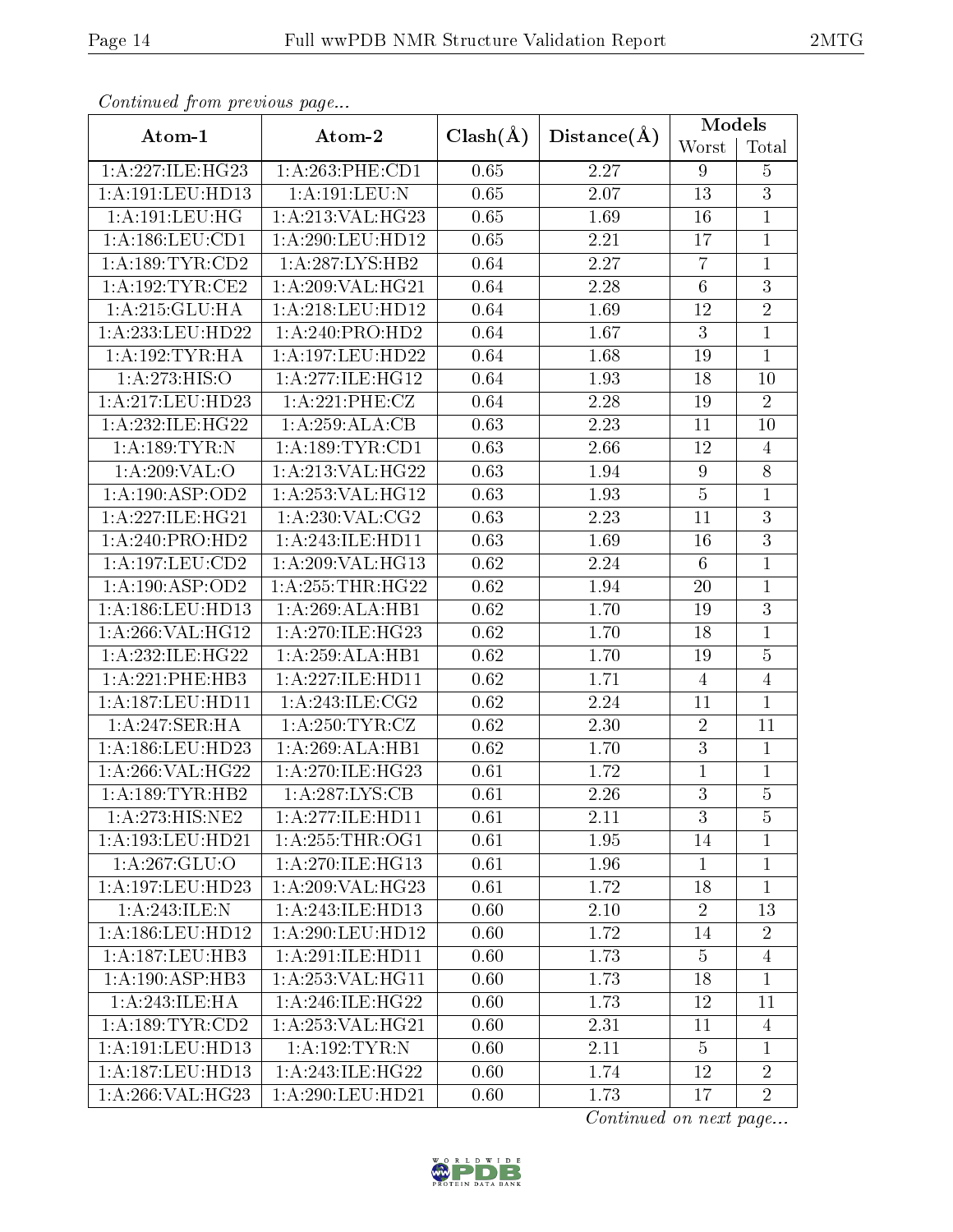*Continued from previous page...*

| Atom-1 | Atom-2 | Clash(Å) | Distance(Å) | Models | |
|---|---|---|---|---|---|
| | | | | Worst | Total |
| 1:A:227:ILE:HG23 | 1:A:263:PHE:CD1 | 0.65 | 2.27 | 9 | 5 |
| 1:A:191:LEU:HD13 | 1:A:191:LEU:N | 0.65 | 2.07 | 13 | 3 |
| 1:A:191:LEU:HG | 1:A:213:VAL:HG23 | 0.65 | 1.69 | 16 | 1 |
| 1:A:186:LEU:CD1 | 1:A:290:LEU:HD12 | 0.65 | 2.21 | 17 | 1 |
| 1:A:189:TYR:CD2 | 1:A:287:LYS:HB2 | 0.64 | 2.27 | 7 | 1 |
| 1:A:192:TYR:CE2 | 1:A:209:VAL:HG21 | 0.64 | 2.28 | 6 | 3 |
| 1:A:215:GLU:HA | 1:A:218:LEU:HD12 | 0.64 | 1.69 | 12 | 2 |
| 1:A:233:LEU:HD22 | 1:A:240:PRO:HD2 | 0.64 | 1.67 | 3 | 1 |
| 1:A:192:TYR:HA | 1:A:197:LEU:HD22 | 0.64 | 1.68 | 19 | 1 |
| 1:A:273:HIS:O | 1:A:277:ILE:HG12 | 0.64 | 1.93 | 18 | 10 |
| 1:A:217:LEU:HD23 | 1:A:221:PHE:CZ | 0.64 | 2.28 | 19 | 2 |
| 1:A:232:ILE:HG22 | 1:A:259:ALA:CB | 0.63 | 2.23 | 11 | 10 |
| 1:A:189:TYR:N | 1:A:189:TYR:CD1 | 0.63 | 2.66 | 12 | 4 |
| 1:A:209:VAL:O | 1:A:213:VAL:HG22 | 0.63 | 1.94 | 9 | 8 |
| 1:A:190:ASP:OD2 | 1:A:253:VAL:HG12 | 0.63 | 1.93 | 5 | 1 |
| 1:A:227:ILE:HG21 | 1:A:230:VAL:CG2 | 0.63 | 2.23 | 11 | 3 |
| 1:A:240:PRO:HD2 | 1:A:243:ILE:HD11 | 0.63 | 1.69 | 16 | 3 |
| 1:A:197:LEU:CD2 | 1:A:209:VAL:HG13 | 0.62 | 2.24 | 6 | 1 |
| 1:A:190:ASP:OD2 | 1:A:255:THR:HG22 | 0.62 | 1.94 | 20 | 1 |
| 1:A:186:LEU:HD13 | 1:A:269:ALA:HB1 | 0.62 | 1.70 | 19 | 3 |
| 1:A:266:VAL:HG12 | 1:A:270:ILE:HG23 | 0.62 | 1.70 | 18 | 1 |
| 1:A:232:ILE:HG22 | 1:A:259:ALA:HB1 | 0.62 | 1.70 | 19 | 5 |
| 1:A:221:PHE:HB3 | 1:A:227:ILE:HD11 | 0.62 | 1.71 | 4 | 4 |
| 1:A:187:LEU:HD11 | 1:A:243:ILE:CG2 | 0.62 | 2.24 | 11 | 1 |
| 1:A:247:SER:HA | 1:A:250:TYR:CZ | 0.62 | 2.30 | 2 | 11 |
| 1:A:186:LEU:HD23 | 1:A:269:ALA:HB1 | 0.62 | 1.70 | 3 | 1 |
| 1:A:266:VAL:HG22 | 1:A:270:ILE:HG23 | 0.61 | 1.72 | 1 | 1 |
| 1:A:189:TYR:HB2 | 1:A:287:LYS:CB | 0.61 | 2.26 | 3 | 5 |
| 1:A:273:HIS:NE2 | 1:A:277:ILE:HD11 | 0.61 | 2.11 | 3 | 5 |
| 1:A:193:LEU:HD21 | 1:A:255:THR:OG1 | 0.61 | 1.95 | 14 | 1 |
| 1:A:267:GLU:O | 1:A:270:ILE:HG13 | 0.61 | 1.96 | 1 | 1 |
| 1:A:197:LEU:HD23 | 1:A:209:VAL:HG23 | 0.61 | 1.72 | 18 | 1 |
| 1:A:243:ILE:N | 1:A:243:ILE:HD13 | 0.60 | 2.10 | 2 | 13 |
| 1:A:186:LEU:HD12 | 1:A:290:LEU:HD12 | 0.60 | 1.72 | 14 | 2 |
| 1:A:187:LEU:HB3 | 1:A:291:ILE:HD11 | 0.60 | 1.73 | 5 | 4 |
| 1:A:190:ASP:HB3 | 1:A:253:VAL:HG11 | 0.60 | 1.73 | 18 | 1 |
| 1:A:243:ILE:HA | 1:A:246:ILE:HG22 | 0.60 | 1.73 | 12 | 11 |
| 1:A:189:TYR:CD2 | 1:A:253:VAL:HG21 | 0.60 | 2.31 | 11 | 4 |
| 1:A:191:LEU:HD13 | 1:A:192:TYR:N | 0.60 | 2.11 | 5 | 1 |
| 1:A:187:LEU:HD13 | 1:A:243:ILE:HG22 | 0.60 | 1.74 | 12 | 2 |
| 1:A:266:VAL:HG23 | 1:A:290:LEU:HD21 | 0.60 | 1.73 | 17 | 2 |

*Continued on next page...*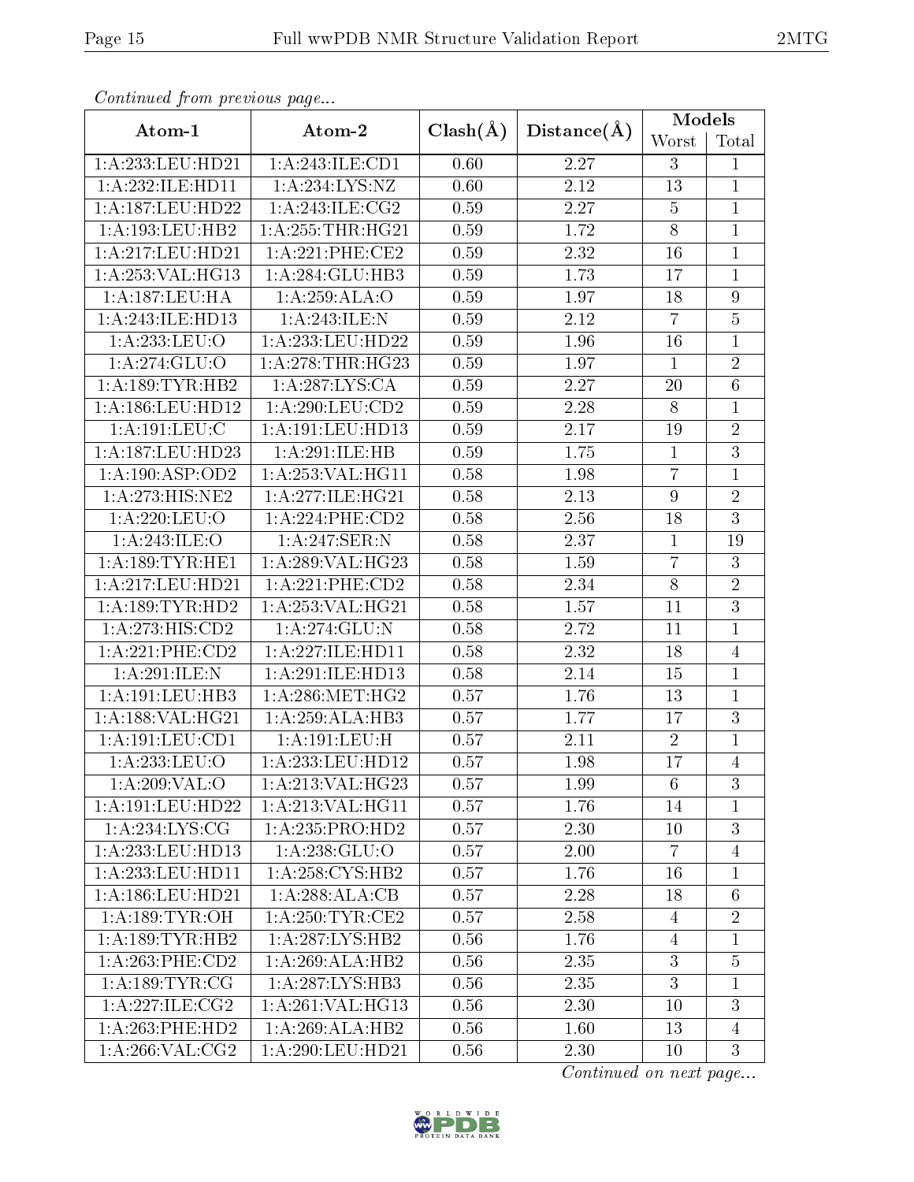*Continued from previous page...*

| Atom-1 | Atom-2 | Clash(Å) | Distance(Å) | Models | |
|---|---|---|---|---|---|
| | | | | Worst | Total |
| 1:A:233:LEU:HD21 | 1:A:243:ILE:CD1 | 0.60 | 2.27 | 3 | 1 |
| 1:A:232:ILE:HD11 | 1:A:234:LYS:NZ | 0.60 | 2.12 | 13 | 1 |
| 1:A:187:LEU:HD22 | 1:A:243:ILE:CG2 | 0.59 | 2.27 | 5 | 1 |
| 1:A:193:LEU:HB2 | 1:A:255:THR:HG21 | 0.59 | 1.72 | 8 | 1 |
| 1:A:217:LEU:HD21 | 1:A:221:PHE:CE2 | 0.59 | 2.32 | 16 | 1 |
| 1:A:253:VAL:HG13 | 1:A:284:GLU:HB3 | 0.59 | 1.73 | 17 | 1 |
| 1:A:187:LEU:HA | 1:A:259:ALA:O | 0.59 | 1.97 | 18 | 9 |
| 1:A:243:ILE:HD13 | 1:A:243:ILE:N | 0.59 | 2.12 | 7 | 5 |
| 1:A:233:LEU:O | 1:A:233:LEU:HD22 | 0.59 | 1.96 | 16 | 1 |
| 1:A:274:GLU:O | 1:A:278:THR:HG23 | 0.59 | 1.97 | 1 | 2 |
| 1:A:189:TYR:HB2 | 1:A:287:LYS:CA | 0.59 | 2.27 | 20 | 6 |
| 1:A:186:LEU:HD12 | 1:A:290:LEU:CD2 | 0.59 | 2.28 | 8 | 1 |
| 1:A:191:LEU:C | 1:A:191:LEU:HD13 | 0.59 | 2.17 | 19 | 2 |
| 1:A:187:LEU:HD23 | 1:A:291:ILE:HB | 0.59 | 1.75 | 1 | 3 |
| 1:A:190:ASP:OD2 | 1:A:253:VAL:HG11 | 0.58 | 1.98 | 7 | 1 |
| 1:A:273:HIS:NE2 | 1:A:277:ILE:HG21 | 0.58 | 2.13 | 9 | 2 |
| 1:A:220:LEU:O | 1:A:224:PHE:CD2 | 0.58 | 2.56 | 18 | 3 |
| 1:A:243:ILE:O | 1:A:247:SER:N | 0.58 | 2.37 | 1 | 19 |
| 1:A:189:TYR:HE1 | 1:A:289:VAL:HG23 | 0.58 | 1.59 | 7 | 3 |
| 1:A:217:LEU:HD21 | 1:A:221:PHE:CD2 | 0.58 | 2.34 | 8 | 2 |
| 1:A:189:TYR:HD2 | 1:A:253:VAL:HG21 | 0.58 | 1.57 | 11 | 3 |
| 1:A:273:HIS:CD2 | 1:A:274:GLU:N | 0.58 | 2.72 | 11 | 1 |
| 1:A:221:PHE:CD2 | 1:A:227:ILE:HD11 | 0.58 | 2.32 | 18 | 4 |
| 1:A:291:ILE:N | 1:A:291:ILE:HD13 | 0.58 | 2.14 | 15 | 1 |
| 1:A:191:LEU:HB3 | 1:A:286:MET:HG2 | 0.57 | 1.76 | 13 | 1 |
| 1:A:188:VAL:HG21 | 1:A:259:ALA:HB3 | 0.57 | 1.77 | 17 | 3 |
| 1:A:191:LEU:CD1 | 1:A:191:LEU:H | 0.57 | 2.11 | 2 | 1 |
| 1:A:233:LEU:O | 1:A:233:LEU:HD12 | 0.57 | 1.98 | 17 | 4 |
| 1:A:209:VAL:O | 1:A:213:VAL:HG23 | 0.57 | 1.99 | 6 | 3 |
| 1:A:191:LEU:HD22 | 1:A:213:VAL:HG11 | 0.57 | 1.76 | 14 | 1 |
| 1:A:234:LYS:CG | 1:A:235:PRO:HD2 | 0.57 | 2.30 | 10 | 3 |
| 1:A:233:LEU:HD13 | 1:A:238:GLU:O | 0.57 | 2.00 | 7 | 4 |
| 1:A:233:LEU:HD11 | 1:A:258:CYS:HB2 | 0.57 | 1.76 | 16 | 1 |
| 1:A:186:LEU:HD21 | 1:A:288:ALA:CB | 0.57 | 2.28 | 18 | 6 |
| 1:A:189:TYR:OH | 1:A:250:TYR:CE2 | 0.57 | 2.58 | 4 | 2 |
| 1:A:189:TYR:HB2 | 1:A:287:LYS:HB2 | 0.56 | 1.76 | 4 | 1 |
| 1:A:263:PHE:CD2 | 1:A:269:ALA:HB2 | 0.56 | 2.35 | 3 | 5 |
| 1:A:189:TYR:CG | 1:A:287:LYS:HB3 | 0.56 | 2.35 | 3 | 1 |
| 1:A:227:ILE:CG2 | 1:A:261:VAL:HG13 | 0.56 | 2.30 | 10 | 3 |
| 1:A:263:PHE:HD2 | 1:A:269:ALA:HB2 | 0.56 | 1.60 | 13 | 4 |
| 1:A:266:VAL:CG2 | 1:A:290:LEU:HD21 | 0.56 | 2.30 | 10 | 3 |

*Continued on next page...*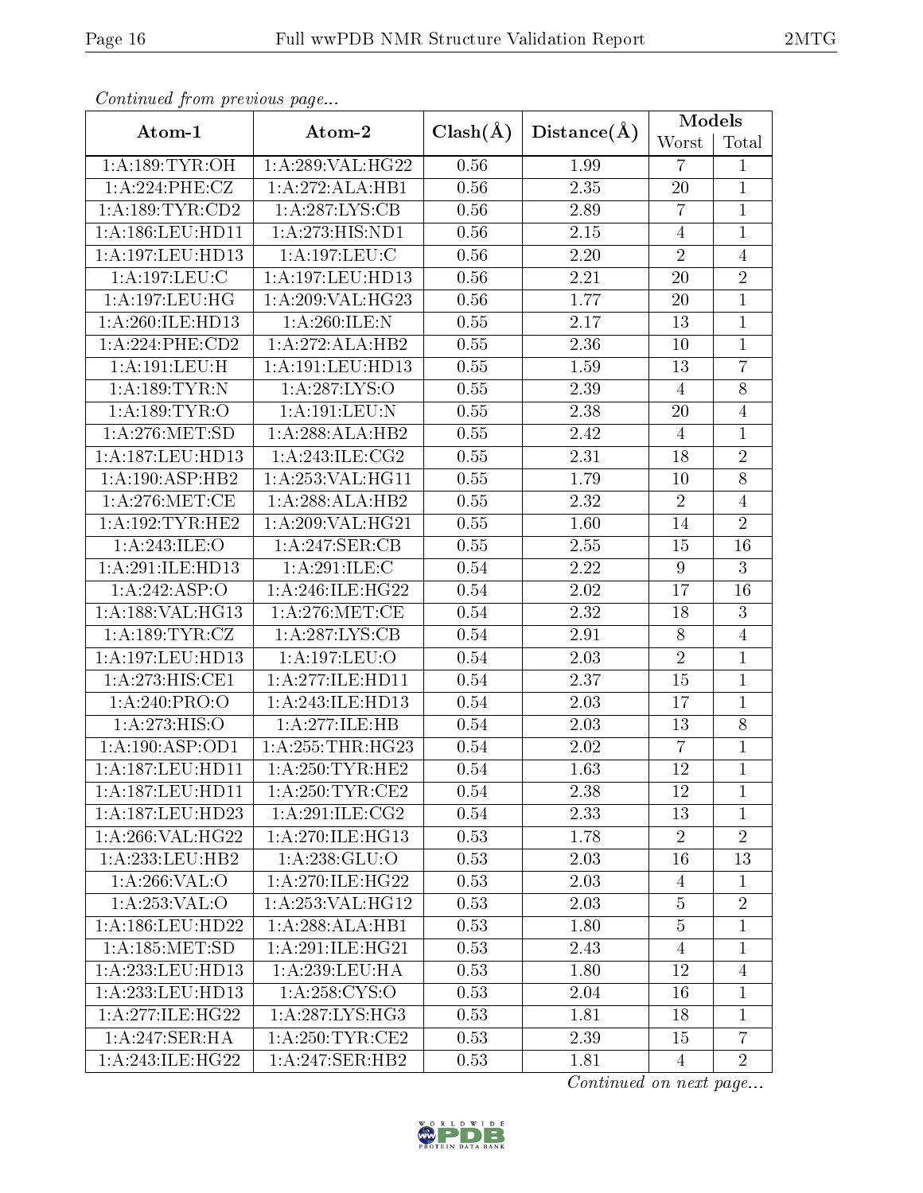*Continued from previous page...*

| Atom-1 | Atom-2 | Clash(Å) | Distance(Å) | Models | |
|---|---|---|---|---|---|
| | | | | Worst | Total |
| 1:A:189:TYR:OH | 1:A:289:VAL:HG22 | 0.56 | 1.99 | 7 | 1 |
| 1:A:224:PHE:CZ | 1:A:272:ALA:HB1 | 0.56 | 2.35 | 20 | 1 |
| 1:A:189:TYR:CD2 | 1:A:287:LYS:CB | 0.56 | 2.89 | 7 | 1 |
| 1:A:186:LEU:HD11 | 1:A:273:HIS:ND1 | 0.56 | 2.15 | 4 | 1 |
| 1:A:197:LEU:HD13 | 1:A:197:LEU:C | 0.56 | 2.20 | 2 | 4 |
| 1:A:197:LEU:C | 1:A:197:LEU:HD13 | 0.56 | 2.21 | 20 | 2 |
| 1:A:197:LEU:HG | 1:A:209:VAL:HG23 | 0.56 | 1.77 | 20 | 1 |
| 1:A:260:ILE:HD13 | 1:A:260:ILE:N | 0.55 | 2.17 | 13 | 1 |
| 1:A:224:PHE:CD2 | 1:A:272:ALA:HB2 | 0.55 | 2.36 | 10 | 1 |
| 1:A:191:LEU:H | 1:A:191:LEU:HD13 | 0.55 | 1.59 | 13 | 7 |
| 1:A:189:TYR:N | 1:A:287:LYS:O | 0.55 | 2.39 | 4 | 8 |
| 1:A:189:TYR:O | 1:A:191:LEU:N | 0.55 | 2.38 | 20 | 4 |
| 1:A:276:MET:SD | 1:A:288:ALA:HB2 | 0.55 | 2.42 | 4 | 1 |
| 1:A:187:LEU:HD13 | 1:A:243:ILE:CG2 | 0.55 | 2.31 | 18 | 2 |
| 1:A:190:ASP:HB2 | 1:A:253:VAL:HG11 | 0.55 | 1.79 | 10 | 8 |
| 1:A:276:MET:CE | 1:A:288:ALA:HB2 | 0.55 | 2.32 | 2 | 4 |
| 1:A:192:TYR:HE2 | 1:A:209:VAL:HG21 | 0.55 | 1.60 | 14 | 2 |
| 1:A:243:ILE:O | 1:A:247:SER:CB | 0.55 | 2.55 | 15 | 16 |
| 1:A:291:ILE:HD13 | 1:A:291:ILE:C | 0.54 | 2.22 | 9 | 3 |
| 1:A:242:ASP:O | 1:A:246:ILE:HG22 | 0.54 | 2.02 | 17 | 16 |
| 1:A:188:VAL:HG13 | 1:A:276:MET:CE | 0.54 | 2.32 | 18 | 3 |
| 1:A:189:TYR:CZ | 1:A:287:LYS:CB | 0.54 | 2.91 | 8 | 4 |
| 1:A:197:LEU:HD13 | 1:A:197:LEU:O | 0.54 | 2.03 | 2 | 1 |
| 1:A:273:HIS:CE1 | 1:A:277:ILE:HD11 | 0.54 | 2.37 | 15 | 1 |
| 1:A:240:PRO:O | 1:A:243:ILE:HD13 | 0.54 | 2.03 | 17 | 1 |
| 1:A:273:HIS:O | 1:A:277:ILE:HB | 0.54 | 2.03 | 13 | 8 |
| 1:A:190:ASP:OD1 | 1:A:255:THR:HG23 | 0.54 | 2.02 | 7 | 1 |
| 1:A:187:LEU:HD11 | 1:A:250:TYR:HE2 | 0.54 | 1.63 | 12 | 1 |
| 1:A:187:LEU:HD11 | 1:A:250:TYR:CE2 | 0.54 | 2.38 | 12 | 1 |
| 1:A:187:LEU:HD23 | 1:A:291:ILE:CG2 | 0.54 | 2.33 | 13 | 1 |
| 1:A:266:VAL:HG22 | 1:A:270:ILE:HG13 | 0.53 | 1.78 | 2 | 2 |
| 1:A:233:LEU:HB2 | 1:A:238:GLU:O | 0.53 | 2.03 | 16 | 13 |
| 1:A:266:VAL:O | 1:A:270:ILE:HG22 | 0.53 | 2.03 | 4 | 1 |
| 1:A:253:VAL:O | 1:A:253:VAL:HG12 | 0.53 | 2.03 | 5 | 2 |
| 1:A:186:LEU:HD22 | 1:A:288:ALA:HB1 | 0.53 | 1.80 | 5 | 1 |
| 1:A:185:MET:SD | 1:A:291:ILE:HG21 | 0.53 | 2.43 | 4 | 1 |
| 1:A:233:LEU:HD13 | 1:A:239:LEU:HA | 0.53 | 1.80 | 12 | 4 |
| 1:A:233:LEU:HD13 | 1:A:258:CYS:O | 0.53 | 2.04 | 16 | 1 |
| 1:A:277:ILE:HG22 | 1:A:287:LYS:HG3 | 0.53 | 1.81 | 18 | 1 |
| 1:A:247:SER:HA | 1:A:250:TYR:CE2 | 0.53 | 2.39 | 15 | 7 |
| 1:A:243:ILE:HG22 | 1:A:247:SER:HB2 | 0.53 | 1.81 | 4 | 2 |

*Continued on next page...*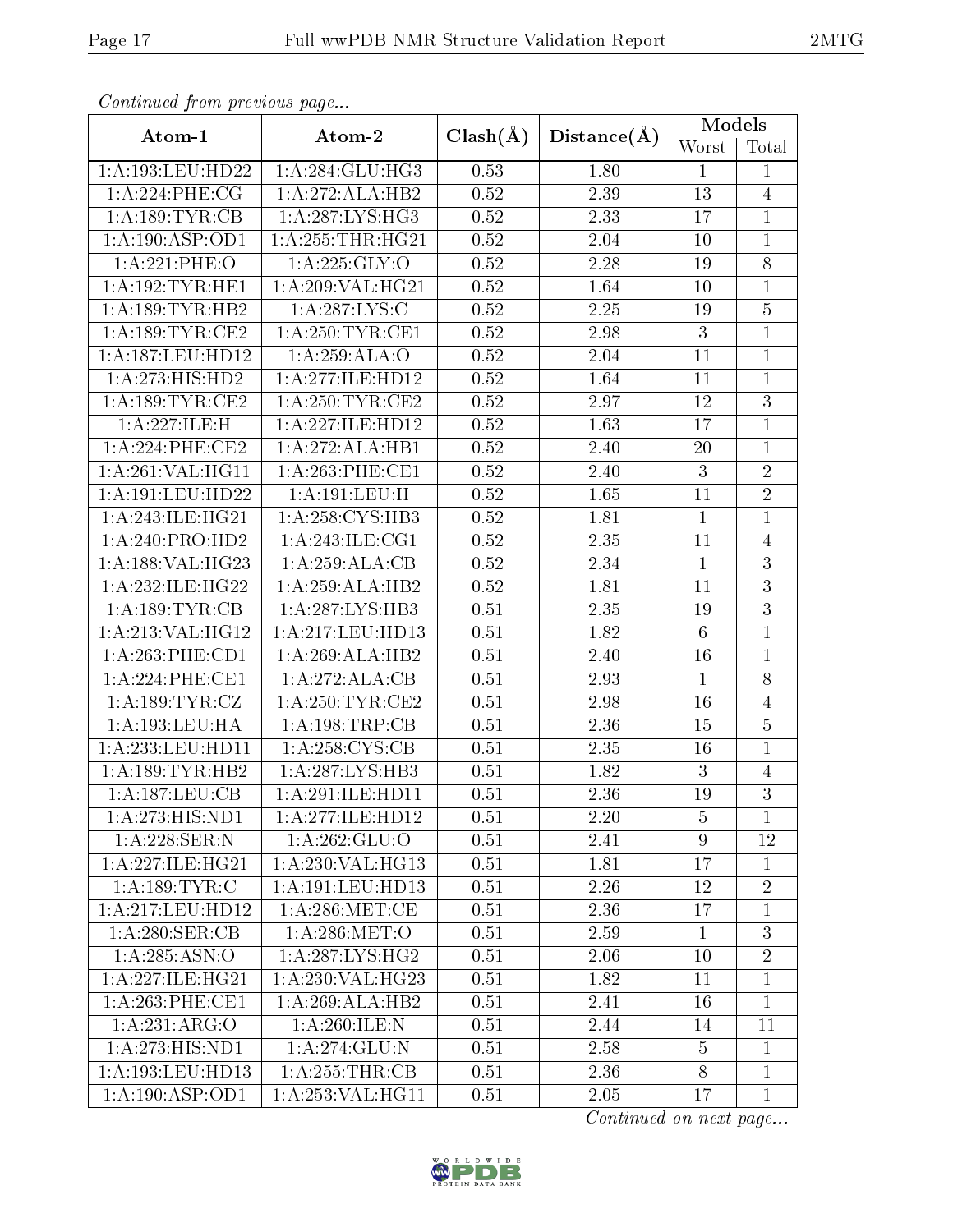*Continued from previous page...*

| Atom-1 | Atom-2 | Clash(Å) | Distance(Å) | Models | |
|---|---|---|---|---|---|
| | | | | Worst | Total |
| 1:A:193:LEU:HD22 | 1:A:284:GLU:HG3 | 0.53 | 1.80 | 1 | 1 |
| 1:A:224:PHE:CG | 1:A:272:ALA:HB2 | 0.52 | 2.39 | 13 | 4 |
| 1:A:189:TYR:CB | 1:A:287:LYS:HG3 | 0.52 | 2.33 | 17 | 1 |
| 1:A:190:ASP:OD1 | 1:A:255:THR:HG21 | 0.52 | 2.04 | 10 | 1 |
| 1:A:221:PHE:O | 1:A:225:GLY:O | 0.52 | 2.28 | 19 | 8 |
| 1:A:192:TYR:HE1 | 1:A:209:VAL:HG21 | 0.52 | 1.64 | 10 | 1 |
| 1:A:189:TYR:HB2 | 1:A:287:LYS:C | 0.52 | 2.25 | 19 | 5 |
| 1:A:189:TYR:CE2 | 1:A:250:TYR:CE1 | 0.52 | 2.98 | 3 | 1 |
| 1:A:187:LEU:HD12 | 1:A:259:ALA:O | 0.52 | 2.04 | 11 | 1 |
| 1:A:273:HIS:HD2 | 1:A:277:ILE:HD12 | 0.52 | 1.64 | 11 | 1 |
| 1:A:189:TYR:CE2 | 1:A:250:TYR:CE2 | 0.52 | 2.97 | 12 | 3 |
| 1:A:227:ILE:H | 1:A:227:ILE:HD12 | 0.52 | 1.63 | 17 | 1 |
| 1:A:224:PHE:CE2 | 1:A:272:ALA:HB1 | 0.52 | 2.40 | 20 | 1 |
| 1:A:261:VAL:HG11 | 1:A:263:PHE:CE1 | 0.52 | 2.40 | 3 | 2 |
| 1:A:191:LEU:HD22 | 1:A:191:LEU:H | 0.52 | 1.65 | 11 | 2 |
| 1:A:243:ILE:HG21 | 1:A:258:CYS:HB3 | 0.52 | 1.81 | 1 | 1 |
| 1:A:240:PRO:HD2 | 1:A:243:ILE:CG1 | 0.52 | 2.35 | 11 | 4 |
| 1:A:188:VAL:HG23 | 1:A:259:ALA:CB | 0.52 | 2.34 | 1 | 3 |
| 1:A:232:ILE:HG22 | 1:A:259:ALA:HB2 | 0.52 | 1.81 | 11 | 3 |
| 1:A:189:TYR:CB | 1:A:287:LYS:HB3 | 0.51 | 2.35 | 19 | 3 |
| 1:A:213:VAL:HG12 | 1:A:217:LEU:HD13 | 0.51 | 1.82 | 6 | 1 |
| 1:A:263:PHE:CD1 | 1:A:269:ALA:HB2 | 0.51 | 2.40 | 16 | 1 |
| 1:A:224:PHE:CE1 | 1:A:272:ALA:CB | 0.51 | 2.93 | 1 | 8 |
| 1:A:189:TYR:CZ | 1:A:250:TYR:CE2 | 0.51 | 2.98 | 16 | 4 |
| 1:A:193:LEU:HA | 1:A:198:TRP:CB | 0.51 | 2.36 | 15 | 5 |
| 1:A:233:LEU:HD11 | 1:A:258:CYS:CB | 0.51 | 2.35 | 16 | 1 |
| 1:A:189:TYR:HB2 | 1:A:287:LYS:HB3 | 0.51 | 1.82 | 3 | 4 |
| 1:A:187:LEU:CB | 1:A:291:ILE:HD11 | 0.51 | 2.36 | 19 | 3 |
| 1:A:273:HIS:ND1 | 1:A:277:ILE:HD12 | 0.51 | 2.20 | 5 | 1 |
| 1:A:228:SER:N | 1:A:262:GLU:O | 0.51 | 2.41 | 9 | 12 |
| 1:A:227:ILE:HG21 | 1:A:230:VAL:HG13 | 0.51 | 1.81 | 17 | 1 |
| 1:A:189:TYR:C | 1:A:191:LEU:HD13 | 0.51 | 2.26 | 12 | 2 |
| 1:A:217:LEU:HD12 | 1:A:286:MET:CE | 0.51 | 2.36 | 17 | 1 |
| 1:A:280:SER:CB | 1:A:286:MET:O | 0.51 | 2.59 | 1 | 3 |
| 1:A:285:ASN:O | 1:A:287:LYS:HG2 | 0.51 | 2.06 | 10 | 2 |
| 1:A:227:ILE:HG21 | 1:A:230:VAL:HG23 | 0.51 | 1.82 | 11 | 1 |
| 1:A:263:PHE:CE1 | 1:A:269:ALA:HB2 | 0.51 | 2.41 | 16 | 1 |
| 1:A:231:ARG:O | 1:A:260:ILE:N | 0.51 | 2.44 | 14 | 11 |
| 1:A:273:HIS:ND1 | 1:A:274:GLU:N | 0.51 | 2.58 | 5 | 1 |
| 1:A:193:LEU:HD13 | 1:A:255:THR:CB | 0.51 | 2.36 | 8 | 1 |
| 1:A:190:ASP:OD1 | 1:A:253:VAL:HG11 | 0.51 | 2.05 | 17 | 1 |

*Continued on next page...*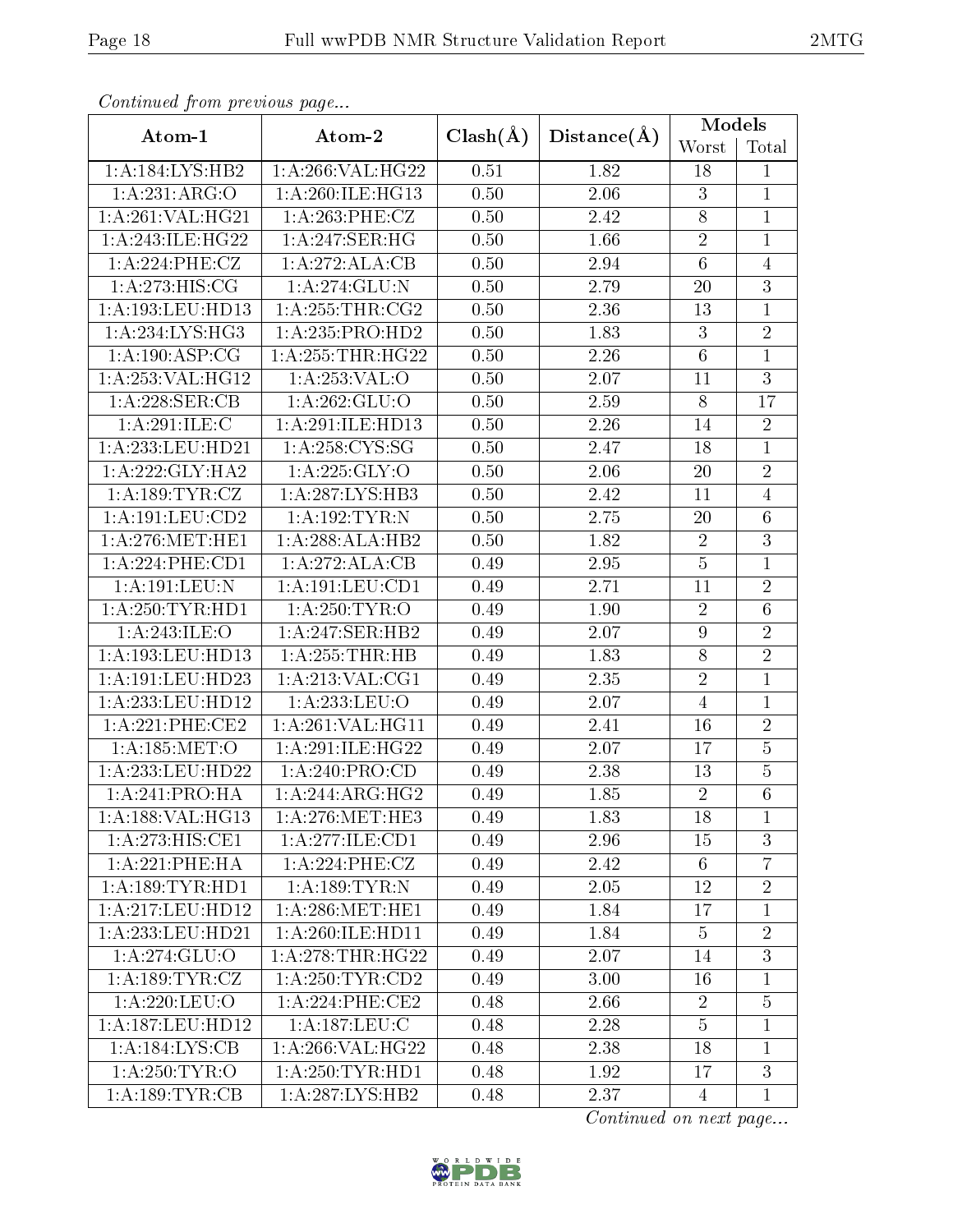*Continued from previous page...*

| Atom-1 | Atom-2 | Clash(Å) | Distance(Å) | Models | |
|---|---|---|---|---|---|
| | | | | Worst | Total |
| 1:A:184:LYS:HB2 | 1:A:266:VAL:HG22 | 0.51 | 1.82 | 18 | 1 |
| 1:A:231:ARG:O | 1:A:260:ILE:HG13 | 0.50 | 2.06 | 3 | 1 |
| 1:A:261:VAL:HG21 | 1:A:263:PHE:CZ | 0.50 | 2.42 | 8 | 1 |
| 1:A:243:ILE:HG22 | 1:A:247:SER:HG | 0.50 | 1.66 | 2 | 1 |
| 1:A:224:PHE:CZ | 1:A:272:ALA:CB | 0.50 | 2.94 | 6 | 4 |
| 1:A:273:HIS:CG | 1:A:274:GLU:N | 0.50 | 2.79 | 20 | 3 |
| 1:A:193:LEU:HD13 | 1:A:255:THR:CG2 | 0.50 | 2.36 | 13 | 1 |
| 1:A:234:LYS:HG3 | 1:A:235:PRO:HD2 | 0.50 | 1.83 | 3 | 2 |
| 1:A:190:ASP:CG | 1:A:255:THR:HG22 | 0.50 | 2.26 | 6 | 1 |
| 1:A:253:VAL:HG12 | 1:A:253:VAL:O | 0.50 | 2.07 | 11 | 3 |
| 1:A:228:SER:CB | 1:A:262:GLU:O | 0.50 | 2.59 | 8 | 17 |
| 1:A:291:ILE:C | 1:A:291:ILE:HD13 | 0.50 | 2.26 | 14 | 2 |
| 1:A:233:LEU:HD21 | 1:A:258:CYS:SG | 0.50 | 2.47 | 18 | 1 |
| 1:A:222:GLY:HA2 | 1:A:225:GLY:O | 0.50 | 2.06 | 20 | 2 |
| 1:A:189:TYR:CZ | 1:A:287:LYS:HB3 | 0.50 | 2.42 | 11 | 4 |
| 1:A:191:LEU:CD2 | 1:A:192:TYR:N | 0.50 | 2.75 | 20 | 6 |
| 1:A:276:MET:HE1 | 1:A:288:ALA:HB2 | 0.50 | 1.82 | 2 | 3 |
| 1:A:224:PHE:CD1 | 1:A:272:ALA:CB | 0.49 | 2.95 | 5 | 1 |
| 1:A:191:LEU:N | 1:A:191:LEU:CD1 | 0.49 | 2.71 | 11 | 2 |
| 1:A:250:TYR:HD1 | 1:A:250:TYR:O | 0.49 | 1.90 | 2 | 6 |
| 1:A:243:ILE:O | 1:A:247:SER:HB2 | 0.49 | 2.07 | 9 | 2 |
| 1:A:193:LEU:HD13 | 1:A:255:THR:HB | 0.49 | 1.83 | 8 | 2 |
| 1:A:191:LEU:HD23 | 1:A:213:VAL:CG1 | 0.49 | 2.35 | 2 | 1 |
| 1:A:233:LEU:HD12 | 1:A:233:LEU:O | 0.49 | 2.07 | 4 | 1 |
| 1:A:221:PHE:CE2 | 1:A:261:VAL:HG11 | 0.49 | 2.41 | 16 | 2 |
| 1:A:185:MET:O | 1:A:291:ILE:HG22 | 0.49 | 2.07 | 17 | 5 |
| 1:A:233:LEU:HD22 | 1:A:240:PRO:CD | 0.49 | 2.38 | 13 | 5 |
| 1:A:241:PRO:HA | 1:A:244:ARG:HG2 | 0.49 | 1.85 | 2 | 6 |
| 1:A:188:VAL:HG13 | 1:A:276:MET:HE3 | 0.49 | 1.83 | 18 | 1 |
| 1:A:273:HIS:CE1 | 1:A:277:ILE:CD1 | 0.49 | 2.96 | 15 | 3 |
| 1:A:221:PHE:HA | 1:A:224:PHE:CZ | 0.49 | 2.42 | 6 | 7 |
| 1:A:189:TYR:HD1 | 1:A:189:TYR:N | 0.49 | 2.05 | 12 | 2 |
| 1:A:217:LEU:HD12 | 1:A:286:MET:HE1 | 0.49 | 1.84 | 17 | 1 |
| 1:A:233:LEU:HD21 | 1:A:260:ILE:HD11 | 0.49 | 1.84 | 5 | 2 |
| 1:A:274:GLU:O | 1:A:278:THR:HG22 | 0.49 | 2.07 | 14 | 3 |
| 1:A:189:TYR:CZ | 1:A:250:TYR:CD2 | 0.49 | 3.00 | 16 | 1 |
| 1:A:220:LEU:O | 1:A:224:PHE:CE2 | 0.48 | 2.66 | 2 | 5 |
| 1:A:187:LEU:HD12 | 1:A:187:LEU:C | 0.48 | 2.28 | 5 | 1 |
| 1:A:184:LYS:CB | 1:A:266:VAL:HG22 | 0.48 | 2.38 | 18 | 1 |
| 1:A:250:TYR:O | 1:A:250:TYR:HD1 | 0.48 | 1.92 | 17 | 3 |
| 1:A:189:TYR:CB | 1:A:287:LYS:HB2 | 0.48 | 2.37 | 4 | 1 |

*Continued on next page...*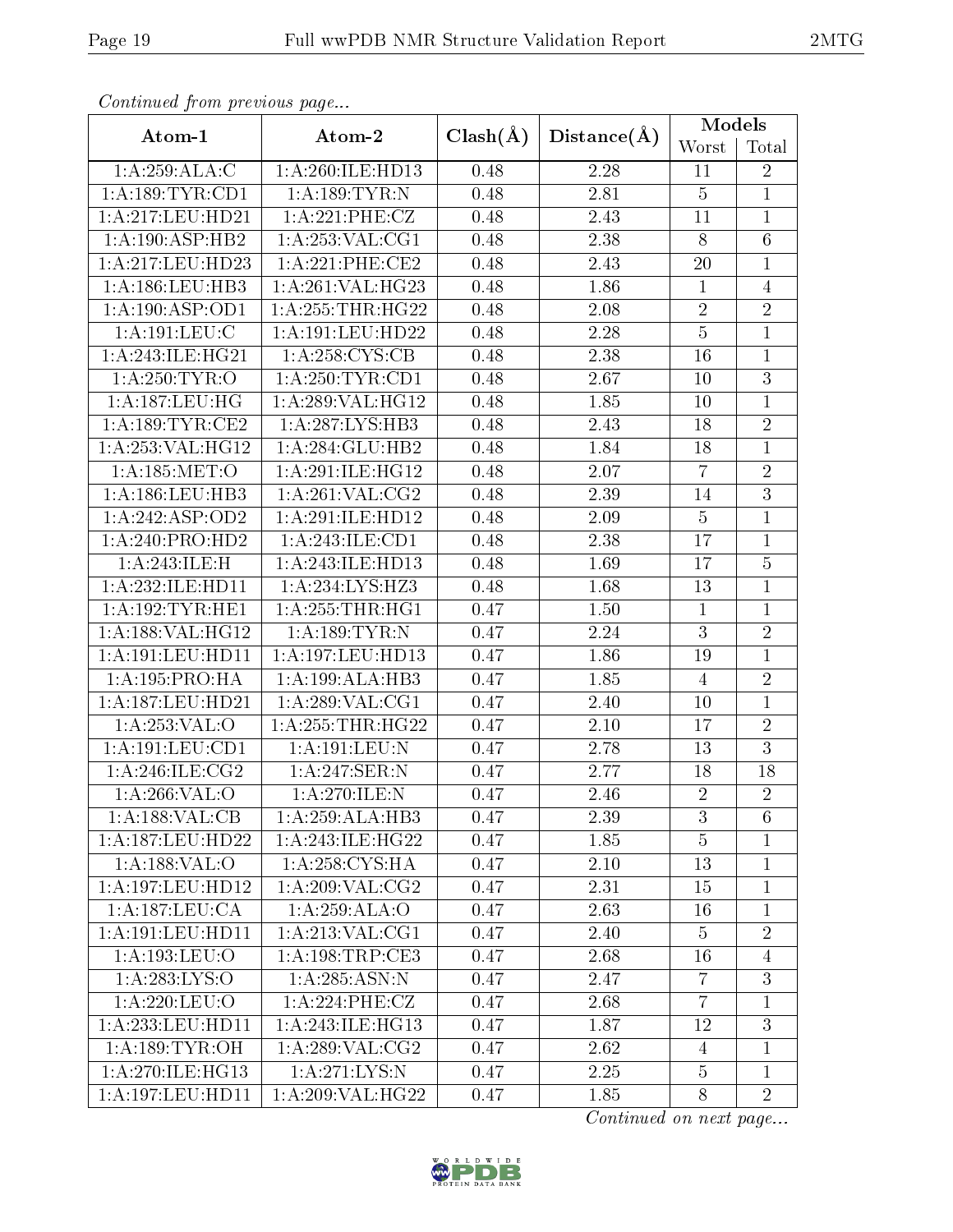*Continued from previous page...*

| Atom-1 | Atom-2 | Clash(Å) | Distance(Å) | Models | |
|---|---|---|---|---|---|
| | | | | Worst | Total |
| 1:A:259:ALA:C | 1:A:260:ILE:HD13 | 0.48 | 2.28 | 11 | 2 |
| 1:A:189:TYR:CD1 | 1:A:189:TYR:N | 0.48 | 2.81 | 5 | 1 |
| 1:A:217:LEU:HD21 | 1:A:221:PHE:CZ | 0.48 | 2.43 | 11 | 1 |
| 1:A:190:ASP:HB2 | 1:A:253:VAL:CG1 | 0.48 | 2.38 | 8 | 6 |
| 1:A:217:LEU:HD23 | 1:A:221:PHE:CE2 | 0.48 | 2.43 | 20 | 1 |
| 1:A:186:LEU:HB3 | 1:A:261:VAL:HG23 | 0.48 | 1.86 | 1 | 4 |
| 1:A:190:ASP:OD1 | 1:A:255:THR:HG22 | 0.48 | 2.08 | 2 | 2 |
| 1:A:191:LEU:C | 1:A:191:LEU:HD22 | 0.48 | 2.28 | 5 | 1 |
| 1:A:243:ILE:HG21 | 1:A:258:CYS:CB | 0.48 | 2.38 | 16 | 1 |
| 1:A:250:TYR:O | 1:A:250:TYR:CD1 | 0.48 | 2.67 | 10 | 3 |
| 1:A:187:LEU:HG | 1:A:289:VAL:HG12 | 0.48 | 1.85 | 10 | 1 |
| 1:A:189:TYR:CE2 | 1:A:287:LYS:HB3 | 0.48 | 2.43 | 18 | 2 |
| 1:A:253:VAL:HG12 | 1:A:284:GLU:HB2 | 0.48 | 1.84 | 18 | 1 |
| 1:A:185:MET:O | 1:A:291:ILE:HG12 | 0.48 | 2.07 | 7 | 2 |
| 1:A:186:LEU:HB3 | 1:A:261:VAL:CG2 | 0.48 | 2.39 | 14 | 3 |
| 1:A:242:ASP:OD2 | 1:A:291:ILE:HD12 | 0.48 | 2.09 | 5 | 1 |
| 1:A:240:PRO:HD2 | 1:A:243:ILE:CD1 | 0.48 | 2.38 | 17 | 1 |
| 1:A:243:ILE:H | 1:A:243:ILE:HD13 | 0.48 | 1.69 | 17 | 5 |
| 1:A:232:ILE:HD11 | 1:A:234:LYS:HZ3 | 0.48 | 1.68 | 13 | 1 |
| 1:A:192:TYR:HE1 | 1:A:255:THR:HG1 | 0.47 | 1.50 | 1 | 1 |
| 1:A:188:VAL:HG12 | 1:A:189:TYR:N | 0.47 | 2.24 | 3 | 2 |
| 1:A:191:LEU:HD11 | 1:A:197:LEU:HD13 | 0.47 | 1.86 | 19 | 1 |
| 1:A:195:PRO:HA | 1:A:199:ALA:HB3 | 0.47 | 1.85 | 4 | 2 |
| 1:A:187:LEU:HD21 | 1:A:289:VAL:CG1 | 0.47 | 2.40 | 10 | 1 |
| 1:A:253:VAL:O | 1:A:255:THR:HG22 | 0.47 | 2.10 | 17 | 2 |
| 1:A:191:LEU:CD1 | 1:A:191:LEU:N | 0.47 | 2.78 | 13 | 3 |
| 1:A:246:ILE:CG2 | 1:A:247:SER:N | 0.47 | 2.77 | 18 | 18 |
| 1:A:266:VAL:O | 1:A:270:ILE:N | 0.47 | 2.46 | 2 | 2 |
| 1:A:188:VAL:CB | 1:A:259:ALA:HB3 | 0.47 | 2.39 | 3 | 6 |
| 1:A:187:LEU:HD22 | 1:A:243:ILE:HG22 | 0.47 | 1.85 | 5 | 1 |
| 1:A:188:VAL:O | 1:A:258:CYS:HA | 0.47 | 2.10 | 13 | 1 |
| 1:A:197:LEU:HD12 | 1:A:209:VAL:CG2 | 0.47 | 2.31 | 15 | 1 |
| 1:A:187:LEU:CA | 1:A:259:ALA:O | 0.47 | 2.63 | 16 | 1 |
| 1:A:191:LEU:HD11 | 1:A:213:VAL:CG1 | 0.47 | 2.40 | 5 | 2 |
| 1:A:193:LEU:O | 1:A:198:TRP:CE3 | 0.47 | 2.68 | 16 | 4 |
| 1:A:283:LYS:O | 1:A:285:ASN:N | 0.47 | 2.47 | 7 | 3 |
| 1:A:220:LEU:O | 1:A:224:PHE:CZ | 0.47 | 2.68 | 7 | 1 |
| 1:A:233:LEU:HD11 | 1:A:243:ILE:HG13 | 0.47 | 1.87 | 12 | 3 |
| 1:A:189:TYR:OH | 1:A:289:VAL:CG2 | 0.47 | 2.62 | 4 | 1 |
| 1:A:270:ILE:HG13 | 1:A:271:LYS:N | 0.47 | 2.25 | 5 | 1 |
| 1:A:197:LEU:HD11 | 1:A:209:VAL:HG22 | 0.47 | 1.85 | 8 | 2 |

*Continued on next page...*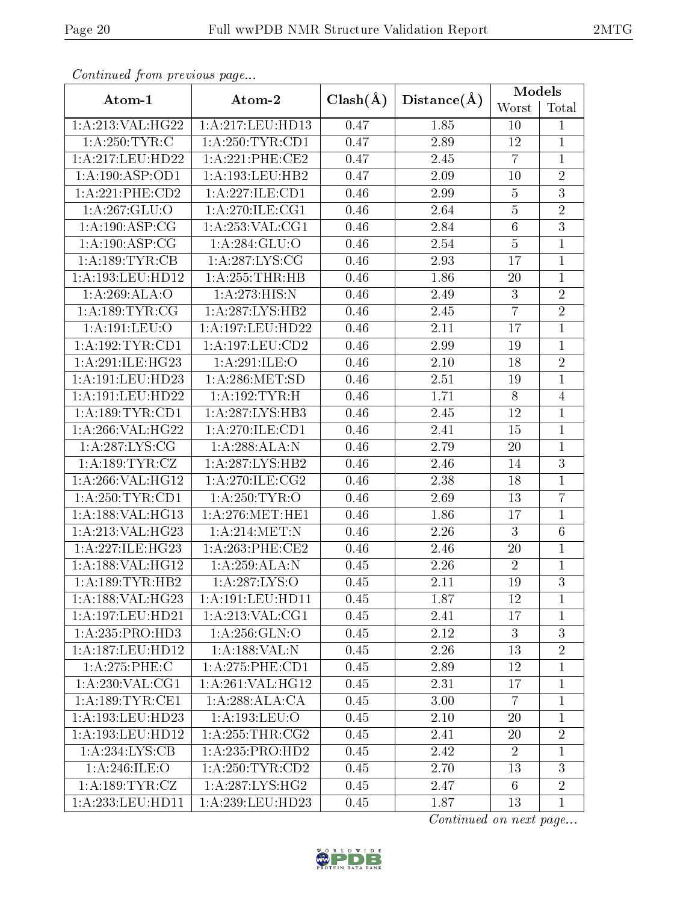*Continued from previous page...*

| Atom-1 | Atom-2 | Clash(Å) | Distance(Å) | Models | |
|---|---|---|---|---|---|
| | | | | Worst | Total |
| 1:A:213:VAL:HG22 | 1:A:217:LEU:HD13 | 0.47 | 1.85 | 10 | 1 |
| 1:A:250:TYR:C | 1:A:250:TYR:CD1 | 0.47 | 2.89 | 12 | 1 |
| 1:A:217:LEU:HD22 | 1:A:221:PHE:CE2 | 0.47 | 2.45 | 7 | 1 |
| 1:A:190:ASP:OD1 | 1:A:193:LEU:HB2 | 0.47 | 2.09 | 10 | 2 |
| 1:A:221:PHE:CD2 | 1:A:227:ILE:CD1 | 0.46 | 2.99 | 5 | 3 |
| 1:A:267:GLU:O | 1:A:270:ILE:CG1 | 0.46 | 2.64 | 5 | 2 |
| 1:A:190:ASP:CG | 1:A:253:VAL:CG1 | 0.46 | 2.84 | 6 | 3 |
| 1:A:190:ASP:CG | 1:A:284:GLU:O | 0.46 | 2.54 | 5 | 1 |
| 1:A:189:TYR:CB | 1:A:287:LYS:CG | 0.46 | 2.93 | 17 | 1 |
| 1:A:193:LEU:HD12 | 1:A:255:THR:HB | 0.46 | 1.86 | 20 | 1 |
| 1:A:269:ALA:O | 1:A:273:HIS:N | 0.46 | 2.49 | 3 | 2 |
| 1:A:189:TYR:CG | 1:A:287:LYS:HB2 | 0.46 | 2.45 | 7 | 2 |
| 1:A:191:LEU:O | 1:A:197:LEU:HD22 | 0.46 | 2.11 | 17 | 1 |
| 1:A:192:TYR:CD1 | 1:A:197:LEU:CD2 | 0.46 | 2.99 | 19 | 1 |
| 1:A:291:ILE:HG23 | 1:A:291:ILE:O | 0.46 | 2.10 | 18 | 2 |
| 1:A:191:LEU:HD23 | 1:A:286:MET:SD | 0.46 | 2.51 | 19 | 1 |
| 1:A:191:LEU:HD22 | 1:A:192:TYR:H | 0.46 | 1.71 | 8 | 4 |
| 1:A:189:TYR:CD1 | 1:A:287:LYS:HB3 | 0.46 | 2.45 | 12 | 1 |
| 1:A:266:VAL:HG22 | 1:A:270:ILE:CD1 | 0.46 | 2.41 | 15 | 1 |
| 1:A:287:LYS:CG | 1:A:288:ALA:N | 0.46 | 2.79 | 20 | 1 |
| 1:A:189:TYR:CZ | 1:A:287:LYS:HB2 | 0.46 | 2.46 | 14 | 3 |
| 1:A:266:VAL:HG12 | 1:A:270:ILE:CG2 | 0.46 | 2.38 | 18 | 1 |
| 1:A:250:TYR:CD1 | 1:A:250:TYR:O | 0.46 | 2.69 | 13 | 7 |
| 1:A:188:VAL:HG13 | 1:A:276:MET:HE1 | 0.46 | 1.86 | 17 | 1 |
| 1:A:213:VAL:HG23 | 1:A:214:MET:N | 0.46 | 2.26 | 3 | 6 |
| 1:A:227:ILE:HG23 | 1:A:263:PHE:CE2 | 0.46 | 2.46 | 20 | 1 |
| 1:A:188:VAL:HG12 | 1:A:259:ALA:N | 0.45 | 2.26 | 2 | 1 |
| 1:A:189:TYR:HB2 | 1:A:287:LYS:O | 0.45 | 2.11 | 19 | 3 |
| 1:A:188:VAL:HG23 | 1:A:191:LEU:HD11 | 0.45 | 1.87 | 12 | 1 |
| 1:A:197:LEU:HD21 | 1:A:213:VAL:CG1 | 0.45 | 2.41 | 17 | 1 |
| 1:A:235:PRO:HD3 | 1:A:256:GLN:O | 0.45 | 2.12 | 3 | 3 |
| 1:A:187:LEU:HD12 | 1:A:188:VAL:N | 0.45 | 2.26 | 13 | 2 |
| 1:A:275:PHE:C | 1:A:275:PHE:CD1 | 0.45 | 2.89 | 12 | 1 |
| 1:A:230:VAL:CG1 | 1:A:261:VAL:HG12 | 0.45 | 2.31 | 17 | 1 |
| 1:A:189:TYR:CE1 | 1:A:288:ALA:CA | 0.45 | 3.00 | 7 | 1 |
| 1:A:193:LEU:HD23 | 1:A:193:LEU:O | 0.45 | 2.10 | 20 | 1 |
| 1:A:193:LEU:HD12 | 1:A:255:THR:CG2 | 0.45 | 2.41 | 20 | 2 |
| 1:A:234:LYS:CB | 1:A:235:PRO:HD2 | 0.45 | 2.42 | 2 | 1 |
| 1:A:246:ILE:O | 1:A:250:TYR:CD2 | 0.45 | 2.70 | 13 | 3 |
| 1:A:189:TYR:CZ | 1:A:287:LYS:HG2 | 0.45 | 2.47 | 6 | 2 |
| 1:A:233:LEU:HD11 | 1:A:239:LEU:HD23 | 0.45 | 1.87 | 13 | 1 |

*Continued on next page...*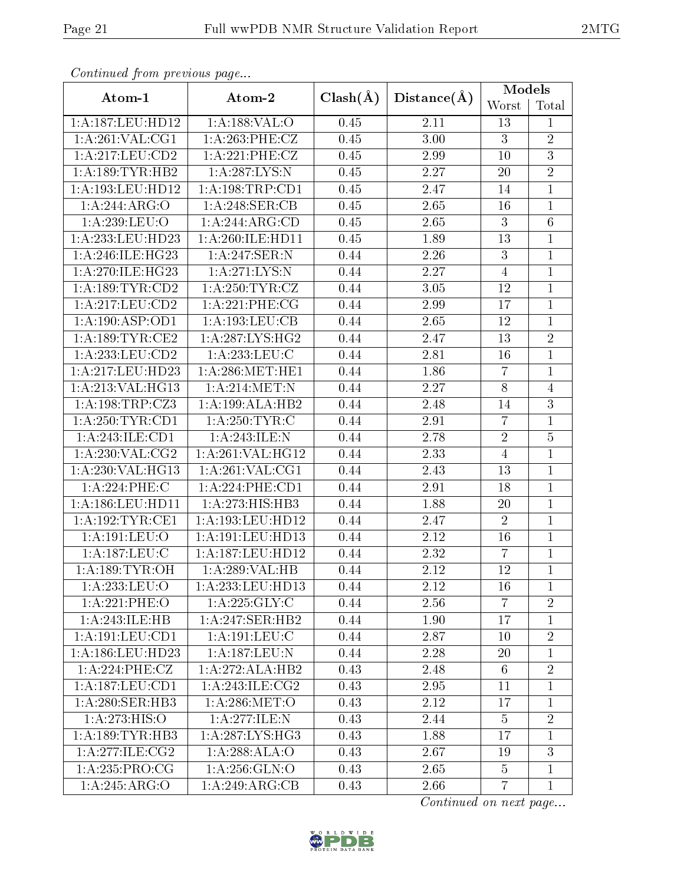*Continued from previous page...*

| Atom-1 | Atom-2 | Clash(Å) | Distance(Å) | Models | |
|---|---|---|---|---|---|
| | | | | Worst | Total |
| 1:A:187:LEU:HD12 | 1:A:188:VAL:O | 0.45 | 2.11 | 13 | 1 |
| 1:A:261:VAL:CG1 | 1:A:263:PHE:CZ | 0.45 | 3.00 | 3 | 2 |
| 1:A:217:LEU:CD2 | 1:A:221:PHE:CZ | 0.45 | 2.99 | 10 | 3 |
| 1:A:189:TYR:HB2 | 1:A:287:LYS:N | 0.45 | 2.27 | 20 | 2 |
| 1:A:193:LEU:HD12 | 1:A:198:TRP:CD1 | 0.45 | 2.47 | 14 | 1 |
| 1:A:244:ARG:O | 1:A:248:SER:CB | 0.45 | 2.65 | 16 | 1 |
| 1:A:239:LEU:O | 1:A:244:ARG:CD | 0.45 | 2.65 | 3 | 6 |
| 1:A:233:LEU:HD23 | 1:A:260:ILE:HD11 | 0.45 | 1.89 | 13 | 1 |
| 1:A:246:ILE:HG23 | 1:A:247:SER:N | 0.44 | 2.26 | 3 | 1 |
| 1:A:270:ILE:HG23 | 1:A:271:LYS:N | 0.44 | 2.27 | 4 | 1 |
| 1:A:189:TYR:CD2 | 1:A:250:TYR:CZ | 0.44 | 3.05 | 12 | 1 |
| 1:A:217:LEU:CD2 | 1:A:221:PHE:CG | 0.44 | 2.99 | 17 | 1 |
| 1:A:190:ASP:OD1 | 1:A:193:LEU:CB | 0.44 | 2.65 | 12 | 1 |
| 1:A:189:TYR:CE2 | 1:A:287:LYS:HG2 | 0.44 | 2.47 | 13 | 2 |
| 1:A:233:LEU:CD2 | 1:A:233:LEU:C | 0.44 | 2.81 | 16 | 1 |
| 1:A:217:LEU:HD23 | 1:A:286:MET:HE1 | 0.44 | 1.86 | 7 | 1 |
| 1:A:213:VAL:HG13 | 1:A:214:MET:N | 0.44 | 2.27 | 8 | 4 |
| 1:A:198:TRP:CZ3 | 1:A:199:ALA:HB2 | 0.44 | 2.48 | 14 | 3 |
| 1:A:250:TYR:CD1 | 1:A:250:TYR:C | 0.44 | 2.91 | 7 | 1 |
| 1:A:243:ILE:CD1 | 1:A:243:ILE:N | 0.44 | 2.78 | 2 | 5 |
| 1:A:230:VAL:CG2 | 1:A:261:VAL:HG12 | 0.44 | 2.33 | 4 | 1 |
| 1:A:230:VAL:HG13 | 1:A:261:VAL:CG1 | 0.44 | 2.43 | 13 | 1 |
| 1:A:224:PHE:C | 1:A:224:PHE:CD1 | 0.44 | 2.91 | 18 | 1 |
| 1:A:186:LEU:HD11 | 1:A:273:HIS:HB3 | 0.44 | 1.88 | 20 | 1 |
| 1:A:192:TYR:CE1 | 1:A:193:LEU:HD12 | 0.44 | 2.47 | 2 | 1 |
| 1:A:191:LEU:O | 1:A:191:LEU:HD13 | 0.44 | 2.12 | 16 | 1 |
| 1:A:187:LEU:C | 1:A:187:LEU:HD12 | 0.44 | 2.32 | 7 | 1 |
| 1:A:189:TYR:OH | 1:A:289:VAL:HB | 0.44 | 2.12 | 12 | 1 |
| 1:A:233:LEU:O | 1:A:233:LEU:HD13 | 0.44 | 2.12 | 16 | 1 |
| 1:A:221:PHE:O | 1:A:225:GLY:C | 0.44 | 2.56 | 7 | 2 |
| 1:A:243:ILE:HB | 1:A:247:SER:HB2 | 0.44 | 1.90 | 17 | 1 |
| 1:A:191:LEU:CD1 | 1:A:191:LEU:C | 0.44 | 2.87 | 10 | 2 |
| 1:A:186:LEU:HD23 | 1:A:187:LEU:N | 0.44 | 2.28 | 20 | 1 |
| 1:A:224:PHE:CZ | 1:A:272:ALA:HB2 | 0.43 | 2.48 | 6 | 2 |
| 1:A:187:LEU:CD1 | 1:A:243:ILE:CG2 | 0.43 | 2.95 | 11 | 1 |
| 1:A:280:SER:HB3 | 1:A:286:MET:O | 0.43 | 2.12 | 17 | 1 |
| 1:A:273:HIS:O | 1:A:277:ILE:N | 0.43 | 2.44 | 5 | 2 |
| 1:A:189:TYR:HB3 | 1:A:287:LYS:HG3 | 0.43 | 1.88 | 17 | 1 |
| 1:A:277:ILE:CG2 | 1:A:288:ALA:O | 0.43 | 2.67 | 19 | 3 |
| 1:A:235:PRO:CG | 1:A:256:GLN:O | 0.43 | 2.65 | 5 | 1 |
| 1:A:245:ARG:O | 1:A:249:ARG:CB | 0.43 | 2.66 | 7 | 1 |

*Continued on next page...*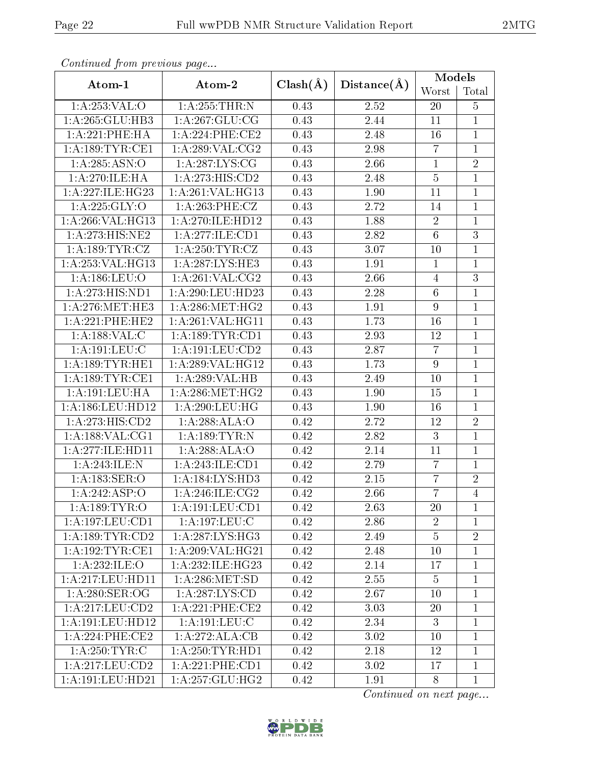*Continued from previous page...*

| Atom-1 | Atom-2 | Clash(Å) | Distance(Å) | Models | |
|---|---|---|---|---|---|
| | | | | Worst | Total |
| 1:A:253:VAL:O | 1:A:255:THR:N | 0.43 | 2.52 | 20 | 5 |
| 1:A:265:GLU:HB3 | 1:A:267:GLU:CG | 0.43 | 2.44 | 11 | 1 |
| 1:A:221:PHE:HA | 1:A:224:PHE:CE2 | 0.43 | 2.48 | 16 | 1 |
| 1:A:189:TYR:CE1 | 1:A:289:VAL:CG2 | 0.43 | 2.98 | 7 | 1 |
| 1:A:285:ASN:O | 1:A:287:LYS:CG | 0.43 | 2.66 | 1 | 2 |
| 1:A:270:ILE:HA | 1:A:273:HIS:CD2 | 0.43 | 2.48 | 5 | 1 |
| 1:A:227:ILE:HG23 | 1:A:261:VAL:HG13 | 0.43 | 1.90 | 11 | 1 |
| 1:A:225:GLY:O | 1:A:263:PHE:CZ | 0.43 | 2.72 | 14 | 1 |
| 1:A:266:VAL:HG13 | 1:A:270:ILE:HD12 | 0.43 | 1.88 | 2 | 1 |
| 1:A:273:HIS:NE2 | 1:A:277:ILE:CD1 | 0.43 | 2.82 | 6 | 3 |
| 1:A:189:TYR:CZ | 1:A:250:TYR:CZ | 0.43 | 3.07 | 10 | 1 |
| 1:A:253:VAL:HG13 | 1:A:287:LYS:HE3 | 0.43 | 1.91 | 1 | 1 |
| 1:A:186:LEU:O | 1:A:261:VAL:CG2 | 0.43 | 2.66 | 4 | 3 |
| 1:A:273:HIS:ND1 | 1:A:290:LEU:HD23 | 0.43 | 2.28 | 6 | 1 |
| 1:A:276:MET:HE3 | 1:A:286:MET:HG2 | 0.43 | 1.91 | 9 | 1 |
| 1:A:221:PHE:HE2 | 1:A:261:VAL:HG11 | 0.43 | 1.73 | 16 | 1 |
| 1:A:188:VAL:C | 1:A:189:TYR:CD1 | 0.43 | 2.93 | 12 | 1 |
| 1:A:191:LEU:C | 1:A:191:LEU:CD2 | 0.43 | 2.87 | 7 | 1 |
| 1:A:189:TYR:HE1 | 1:A:289:VAL:HG12 | 0.43 | 1.73 | 9 | 1 |
| 1:A:189:TYR:CE1 | 1:A:289:VAL:HB | 0.43 | 2.49 | 10 | 1 |
| 1:A:191:LEU:HA | 1:A:286:MET:HG2 | 0.43 | 1.90 | 15 | 1 |
| 1:A:186:LEU:HD12 | 1:A:290:LEU:HG | 0.43 | 1.90 | 16 | 1 |
| 1:A:273:HIS:CD2 | 1:A:288:ALA:O | 0.42 | 2.72 | 12 | 2 |
| 1:A:188:VAL:CG1 | 1:A:189:TYR:N | 0.42 | 2.82 | 3 | 1 |
| 1:A:277:ILE:HD11 | 1:A:288:ALA:O | 0.42 | 2.14 | 11 | 1 |
| 1:A:243:ILE:N | 1:A:243:ILE:CD1 | 0.42 | 2.79 | 7 | 1 |
| 1:A:183:SER:O | 1:A:184:LYS:HD3 | 0.42 | 2.15 | 7 | 2 |
| 1:A:242:ASP:O | 1:A:246:ILE:CG2 | 0.42 | 2.66 | 7 | 4 |
| 1:A:189:TYR:O | 1:A:191:LEU:CD1 | 0.42 | 2.63 | 20 | 1 |
| 1:A:197:LEU:CD1 | 1:A:197:LEU:C | 0.42 | 2.86 | 2 | 1 |
| 1:A:189:TYR:CD2 | 1:A:287:LYS:HG3 | 0.42 | 2.49 | 5 | 2 |
| 1:A:192:TYR:CE1 | 1:A:209:VAL:HG21 | 0.42 | 2.48 | 10 | 1 |
| 1:A:232:ILE:O | 1:A:232:ILE:HG23 | 0.42 | 2.14 | 17 | 1 |
| 1:A:217:LEU:HD11 | 1:A:286:MET:SD | 0.42 | 2.55 | 5 | 1 |
| 1:A:280:SER:OG | 1:A:287:LYS:CD | 0.42 | 2.67 | 10 | 1 |
| 1:A:217:LEU:CD2 | 1:A:221:PHE:CE2 | 0.42 | 3.03 | 20 | 1 |
| 1:A:191:LEU:HD12 | 1:A:191:LEU:C | 0.42 | 2.34 | 3 | 1 |
| 1:A:224:PHE:CE2 | 1:A:272:ALA:CB | 0.42 | 3.02 | 10 | 1 |
| 1:A:250:TYR:C | 1:A:250:TYR:HD1 | 0.42 | 2.18 | 12 | 1 |
| 1:A:217:LEU:CD2 | 1:A:221:PHE:CD1 | 0.42 | 3.02 | 17 | 1 |
| 1:A:191:LEU:HD21 | 1:A:257:GLU:HG2 | 0.42 | 1.91 | 8 | 1 |

*Continued on next page...*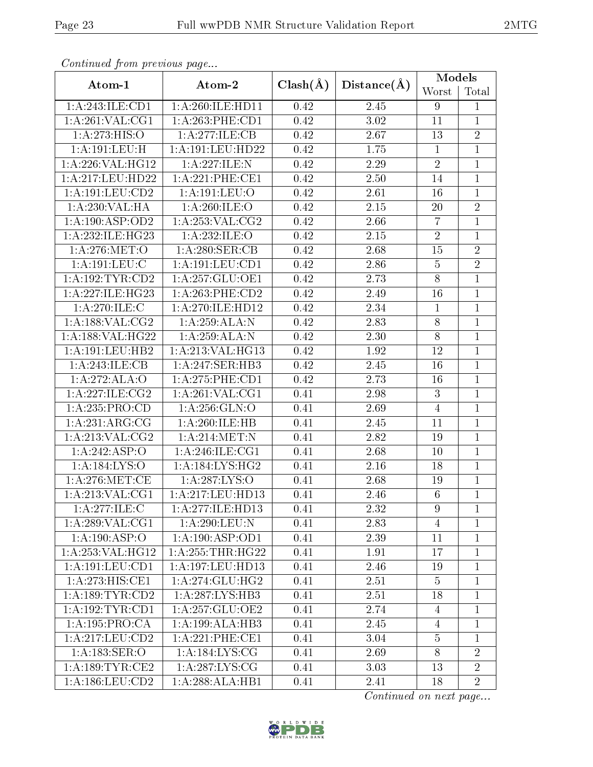*Continued from previous page...*

| Atom-1 | Atom-2 | Clash(Å) | Distance(Å) | Models | |
|---|---|---|---|---|---|
| | | | | Worst | Total |
| 1:A:243:ILE:CD1 | 1:A:260:ILE:HD11 | 0.42 | 2.45 | 9 | 1 |
| 1:A:261:VAL:CG1 | 1:A:263:PHE:CD1 | 0.42 | 3.02 | 11 | 1 |
| 1:A:273:HIS:O | 1:A:277:ILE:CB | 0.42 | 2.67 | 13 | 2 |
| 1:A:191:LEU:H | 1:A:191:LEU:HD22 | 0.42 | 1.75 | 1 | 1 |
| 1:A:226:VAL:HG12 | 1:A:227:ILE:N | 0.42 | 2.29 | 2 | 1 |
| 1:A:217:LEU:HD22 | 1:A:221:PHE:CE1 | 0.42 | 2.50 | 14 | 1 |
| 1:A:191:LEU:CD2 | 1:A:191:LEU:O | 0.42 | 2.61 | 16 | 1 |
| 1:A:230:VAL:HA | 1:A:260:ILE:O | 0.42 | 2.15 | 20 | 2 |
| 1:A:190:ASP:OD2 | 1:A:253:VAL:CG2 | 0.42 | 2.66 | 7 | 1 |
| 1:A:232:ILE:HG23 | 1:A:232:ILE:O | 0.42 | 2.15 | 2 | 1 |
| 1:A:276:MET:O | 1:A:280:SER:CB | 0.42 | 2.68 | 15 | 2 |
| 1:A:191:LEU:C | 1:A:191:LEU:CD1 | 0.42 | 2.86 | 5 | 2 |
| 1:A:192:TYR:CD2 | 1:A:257:GLU:OE1 | 0.42 | 2.73 | 8 | 1 |
| 1:A:227:ILE:HG23 | 1:A:263:PHE:CD2 | 0.42 | 2.49 | 16 | 1 |
| 1:A:270:ILE:C | 1:A:270:ILE:HD12 | 0.42 | 2.34 | 1 | 1 |
| 1:A:188:VAL:CG2 | 1:A:259:ALA:N | 0.42 | 2.83 | 8 | 1 |
| 1:A:188:VAL:HG22 | 1:A:259:ALA:N | 0.42 | 2.30 | 8 | 1 |
| 1:A:191:LEU:HB2 | 1:A:213:VAL:HG13 | 0.42 | 1.92 | 12 | 1 |
| 1:A:243:ILE:CB | 1:A:247:SER:HB3 | 0.42 | 2.45 | 16 | 1 |
| 1:A:272:ALA:O | 1:A:275:PHE:CD1 | 0.42 | 2.73 | 16 | 1 |
| 1:A:227:ILE:CG2 | 1:A:261:VAL:CG1 | 0.41 | 2.98 | 3 | 1 |
| 1:A:235:PRO:CD | 1:A:256:GLN:O | 0.41 | 2.69 | 4 | 1 |
| 1:A:231:ARG:CG | 1:A:260:ILE:HB | 0.41 | 2.45 | 11 | 1 |
| 1:A:213:VAL:CG2 | 1:A:214:MET:N | 0.41 | 2.82 | 19 | 1 |
| 1:A:242:ASP:O | 1:A:246:ILE:CG1 | 0.41 | 2.68 | 10 | 1 |
| 1:A:184:LYS:O | 1:A:184:LYS:HG2 | 0.41 | 2.16 | 18 | 1 |
| 1:A:276:MET:CE | 1:A:287:LYS:O | 0.41 | 2.68 | 19 | 1 |
| 1:A:213:VAL:CG1 | 1:A:217:LEU:HD13 | 0.41 | 2.46 | 6 | 1 |
| 1:A:277:ILE:C | 1:A:277:ILE:HD13 | 0.41 | 2.32 | 9 | 1 |
| 1:A:289:VAL:CG1 | 1:A:290:LEU:N | 0.41 | 2.83 | 4 | 1 |
| 1:A:190:ASP:O | 1:A:190:ASP:OD1 | 0.41 | 2.39 | 11 | 1 |
| 1:A:253:VAL:HG12 | 1:A:255:THR:HG22 | 0.41 | 1.91 | 17 | 1 |
| 1:A:191:LEU:CD1 | 1:A:197:LEU:HD13 | 0.41 | 2.46 | 19 | 1 |
| 1:A:273:HIS:CE1 | 1:A:274:GLU:HG2 | 0.41 | 2.51 | 5 | 1 |
| 1:A:189:TYR:CD2 | 1:A:287:LYS:HB3 | 0.41 | 2.51 | 18 | 1 |
| 1:A:192:TYR:CD1 | 1:A:257:GLU:OE2 | 0.41 | 2.74 | 4 | 1 |
| 1:A:195:PRO:CA | 1:A:199:ALA:HB3 | 0.41 | 2.45 | 4 | 1 |
| 1:A:217:LEU:CD2 | 1:A:221:PHE:CE1 | 0.41 | 3.04 | 5 | 1 |
| 1:A:183:SER:O | 1:A:184:LYS:CG | 0.41 | 2.69 | 8 | 2 |
| 1:A:189:TYR:CE2 | 1:A:287:LYS:CG | 0.41 | 3.03 | 13 | 2 |
| 1:A:186:LEU:CD2 | 1:A:288:ALA:HB1 | 0.41 | 2.41 | 18 | 2 |

*Continued on next page...*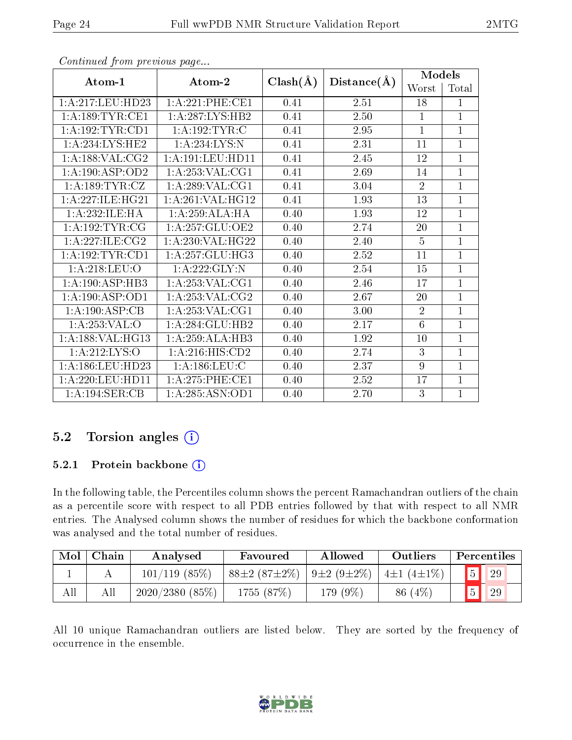*Continued from previous page...*

| Atom-1 | Atom-2 | Clash(Å) | Distance(Å) | Models | |
|---|---|---|---|---|---|
| | | | | Worst | Total |
| 1:A:217:LEU:HD23 | 1:A:221:PHE:CE1 | 0.41 | 2.51 | 18 | 1 |
| 1:A:189:TYR:CE1 | 1:A:287:LYS:HB2 | 0.41 | 2.50 | 1 | 1 |
| 1:A:192:TYR:CD1 | 1:A:192:TYR:C | 0.41 | 2.95 | 1 | 1 |
| 1:A:234:LYS:HE2 | 1:A:234:LYS:N | 0.41 | 2.31 | 11 | 1 |
| 1:A:188:VAL:CG2 | 1:A:191:LEU:HD11 | 0.41 | 2.45 | 12 | 1 |
| 1:A:190:ASP:OD2 | 1:A:253:VAL:CG1 | 0.41 | 2.69 | 14 | 1 |
| 1:A:189:TYR:CZ | 1:A:289:VAL:CG1 | 0.41 | 3.04 | 2 | 1 |
| 1:A:227:ILE:HG21 | 1:A:261:VAL:HG12 | 0.41 | 1.93 | 13 | 1 |
| 1:A:232:ILE:HA | 1:A:259:ALA:HA | 0.40 | 1.93 | 12 | 1 |
| 1:A:192:TYR:CG | 1:A:257:GLU:OE2 | 0.40 | 2.74 | 20 | 1 |
| 1:A:227:ILE:CG2 | 1:A:230:VAL:HG22 | 0.40 | 2.40 | 5 | 1 |
| 1:A:192:TYR:CD1 | 1:A:257:GLU:HG3 | 0.40 | 2.52 | 11 | 1 |
| 1:A:218:LEU:O | 1:A:222:GLY:N | 0.40 | 2.54 | 15 | 1 |
| 1:A:190:ASP:HB3 | 1:A:253:VAL:CG1 | 0.40 | 2.46 | 17 | 1 |
| 1:A:190:ASP:OD1 | 1:A:253:VAL:CG2 | 0.40 | 2.67 | 20 | 1 |
| 1:A:190:ASP:CB | 1:A:253:VAL:CG1 | 0.40 | 3.00 | 2 | 1 |
| 1:A:253:VAL:O | 1:A:284:GLU:HB2 | 0.40 | 2.17 | 6 | 1 |
| 1:A:188:VAL:HG13 | 1:A:259:ALA:HB3 | 0.40 | 1.92 | 10 | 1 |
| 1:A:212:LYS:O | 1:A:216:HIS:CD2 | 0.40 | 2.74 | 3 | 1 |
| 1:A:186:LEU:HD23 | 1:A:186:LEU:C | 0.40 | 2.37 | 9 | 1 |
| 1:A:220:LEU:HD11 | 1:A:275:PHE:CE1 | 0.40 | 2.52 | 17 | 1 |
| 1:A:194:SER:CB | 1:A:285:ASN:OD1 | 0.40 | 2.70 | 3 | 1 |

## 5.2 Torsion angles (i)

### 5.2.1 Protein backbone (i)

In the following table, the Percentiles column shows the percent Ramachandran outliers of the chain as a percentile score with respect to all PDB entries followed by that with respect to all NMR entries. The Analysed column shows the number of residues for which the backbone conformation was analysed and the total number of residues.

| Mol | Chain | Analysed | Favoured | Allowed | Outliers | Percentiles | |
|---|---|---|---|---|---|---|---|
| 1 | A | 101/119 (85%) | 88±2 (87±2%) | 9±2 (9±2%) | 4±1 (4±1%) | 5 | 29 |
| All | All | 2020/2380 (85%) | 1755 (87%) | 179 (9%) | 86 (4%) | 5 | 29 |

All 10 unique Ramachandran outliers are listed below. They are sorted by the frequency of occurrence in the ensemble.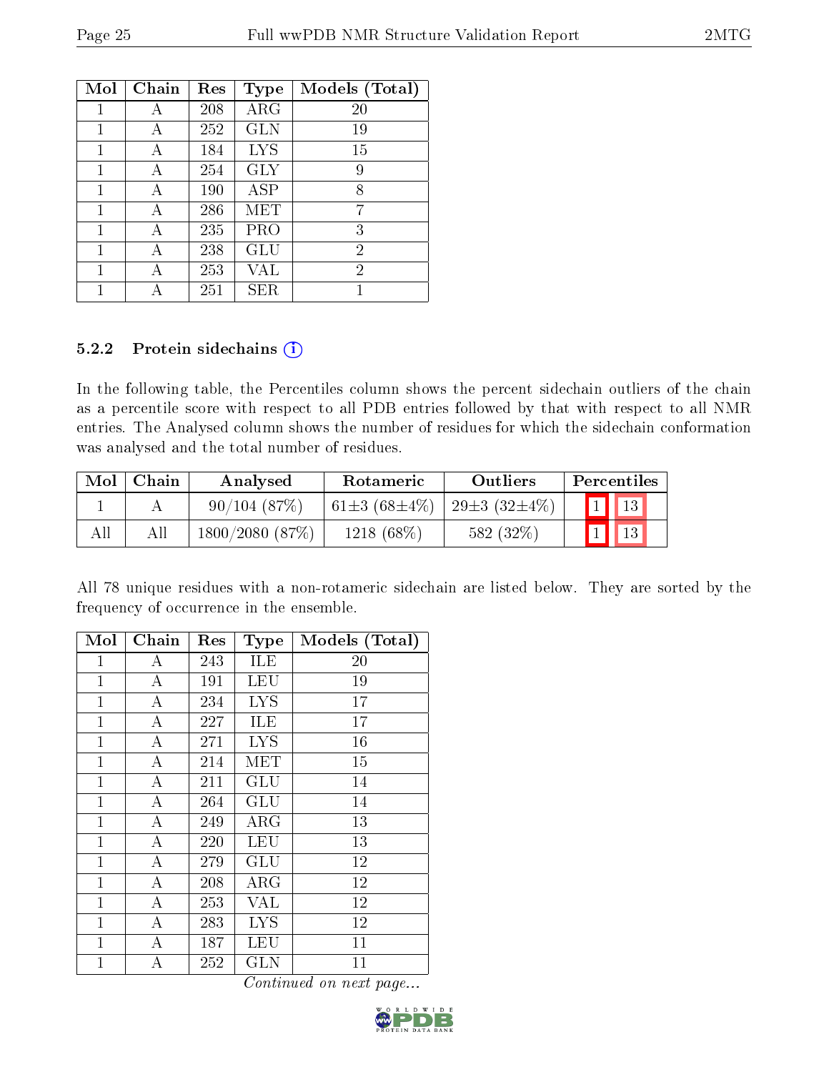| Mol | Chain | Res | Type | Models (Total) |
|---|---|---|---|---|
| 1 | A | 208 | ARG | 20 |
| 1 | A | 252 | GLN | 19 |
| 1 | A | 184 | LYS | 15 |
| 1 | A | 254 | GLY | 9 |
| 1 | A | 190 | ASP | 8 |
| 1 | A | 286 | MET | 7 |
| 1 | A | 235 | PRO | 3 |
| 1 | A | 238 | GLU | 2 |
| 1 | A | 253 | VAL | 2 |
| 1 | A | 251 | SER | 1 |

### 5.2.2 Protein sidechains

In the following table, the Percentiles column shows the percent sidechain outliers of the chain as a percentile score with respect to all PDB entries followed by that with respect to all NMR entries. The Analysed column shows the number of residues for which the sidechain conformation was analysed and the total number of residues.

| Mol | Chain | Analysed | Rotameric | Outliers | Percentiles | |
|---|---|---|---|---|---|---|
| 1 | A | 90/104 (87%) | 61±3 (68±4%) | 29±3 (32±4%) | 1 | 13 |
| All | All | 1800/2080 (87%) | 1218 (68%) | 582 (32%) | 1 | 13 |

All 78 unique residues with a non-rotameric sidechain are listed below. They are sorted by the frequency of occurrence in the ensemble.

| Mol | Chain | Res | Type | Models (Total) |
|---|---|---|---|---|
| 1 | A | 243 | ILE | 20 |
| 1 | A | 191 | LEU | 19 |
| 1 | A | 234 | LYS | 17 |
| 1 | A | 227 | ILE | 17 |
| 1 | A | 271 | LYS | 16 |
| 1 | A | 214 | MET | 15 |
| 1 | A | 211 | GLU | 14 |
| 1 | A | 264 | GLU | 14 |
| 1 | A | 249 | ARG | 13 |
| 1 | A | 220 | LEU | 13 |
| 1 | A | 279 | GLU | 12 |
| 1 | A | 208 | ARG | 12 |
| 1 | A | 253 | VAL | 12 |
| 1 | A | 283 | LYS | 12 |
| 1 | A | 187 | LEU | 11 |
| 1 | A | 252 | GLN | 11 |

*Continued on next page...*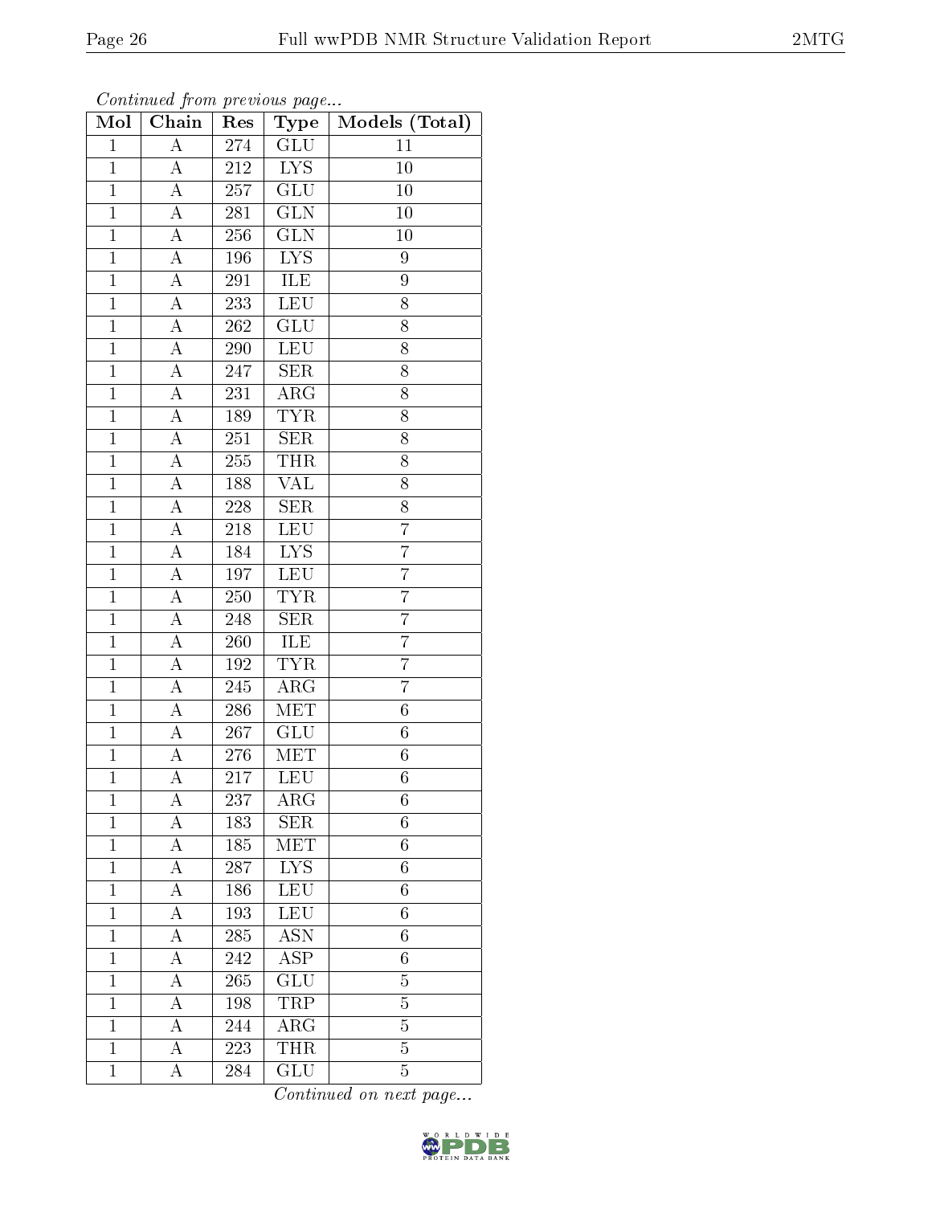*Continued from previous page...*

| Mol | Chain | Res | Type | Models (Total) |
|---|---|---|---|---|
| 1 | A | 274 | GLU | 11 |
| 1 | A | 212 | LYS | 10 |
| 1 | A | 257 | GLU | 10 |
| 1 | A | 281 | GLN | 10 |
| 1 | A | 256 | GLN | 10 |
| 1 | A | 196 | LYS | 9 |
| 1 | A | 291 | ILE | 9 |
| 1 | A | 233 | LEU | 8 |
| 1 | A | 262 | GLU | 8 |
| 1 | A | 290 | LEU | 8 |
| 1 | A | 247 | SER | 8 |
| 1 | A | 231 | ARG | 8 |
| 1 | A | 189 | TYR | 8 |
| 1 | A | 251 | SER | 8 |
| 1 | A | 255 | THR | 8 |
| 1 | A | 188 | VAL | 8 |
| 1 | A | 228 | SER | 8 |
| 1 | A | 218 | LEU | 7 |
| 1 | A | 184 | LYS | 7 |
| 1 | A | 197 | LEU | 7 |
| 1 | A | 250 | TYR | 7 |
| 1 | A | 248 | SER | 7 |
| 1 | A | 260 | ILE | 7 |
| 1 | A | 192 | TYR | 7 |
| 1 | A | 245 | ARG | 7 |
| 1 | A | 286 | MET | 6 |
| 1 | A | 267 | GLU | 6 |
| 1 | A | 276 | MET | 6 |
| 1 | A | 217 | LEU | 6 |
| 1 | A | 237 | ARG | 6 |
| 1 | A | 183 | SER | 6 |
| 1 | A | 185 | MET | 6 |
| 1 | A | 287 | LYS | 6 |
| 1 | A | 186 | LEU | 6 |
| 1 | A | 193 | LEU | 6 |
| 1 | A | 285 | ASN | 6 |
| 1 | A | 242 | ASP | 6 |
| 1 | A | 265 | GLU | 5 |
| 1 | A | 198 | TRP | 5 |
| 1 | A | 244 | ARG | 5 |
| 1 | A | 223 | THR | 5 |
| 1 | A | 284 | GLU | 5 |

*Continued on next page...*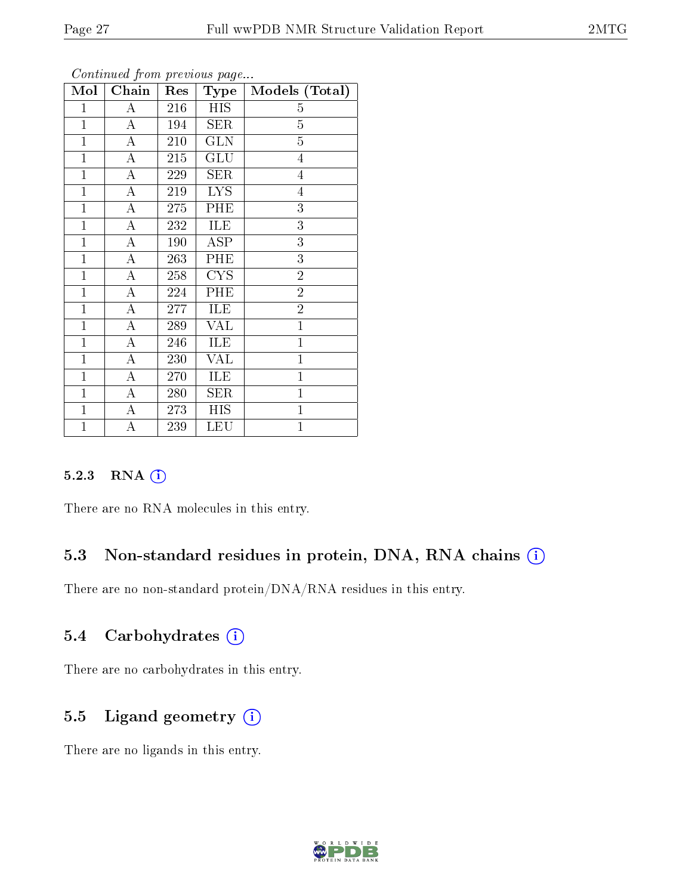*Continued from previous page...*

| Mol | Chain | Res | Type | Models (Total) |
|---|---|---|---|---|
| 1 | A | 216 | HIS | 5 |
| 1 | A | 194 | SER | 5 |
| 1 | A | 210 | GLN | 5 |
| 1 | A | 215 | GLU | 4 |
| 1 | A | 229 | SER | 4 |
| 1 | A | 219 | LYS | 4 |
| 1 | A | 275 | PHE | 3 |
| 1 | A | 232 | ILE | 3 |
| 1 | A | 190 | ASP | 3 |
| 1 | A | 263 | PHE | 3 |
| 1 | A | 258 | CYS | 2 |
| 1 | A | 224 | PHE | 2 |
| 1 | A | 277 | ILE | 2 |
| 1 | A | 289 | VAL | 1 |
| 1 | A | 246 | ILE | 1 |
| 1 | A | 230 | VAL | 1 |
| 1 | A | 270 | ILE | 1 |
| 1 | A | 280 | SER | 1 |
| 1 | A | 273 | HIS | 1 |
| 1 | A | 239 | LEU | 1 |

#### 5.2.3 RNA

There are no RNA molecules in this entry.

### 5.3 Non-standard residues in protein, DNA, RNA chains

There are no non-standard protein/DNA/RNA residues in this entry.

### 5.4 Carbohydrates

There are no carbohydrates in this entry.

### 5.5 Ligand geometry

There are no ligands in this entry.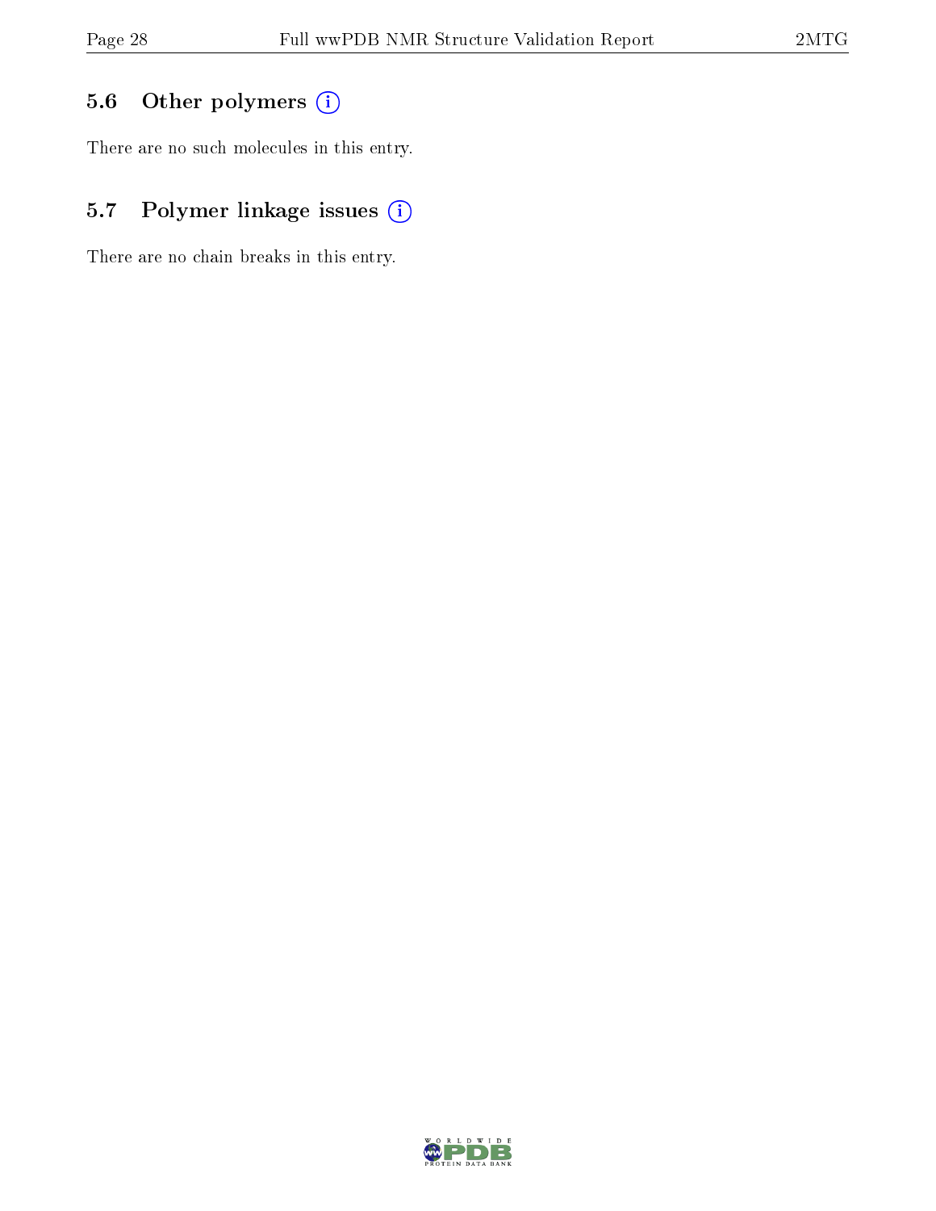### 5.6 Other polymers

There are no such molecules in this entry.

### 5.7 Polymer linkage issues

There are no chain breaks in this entry.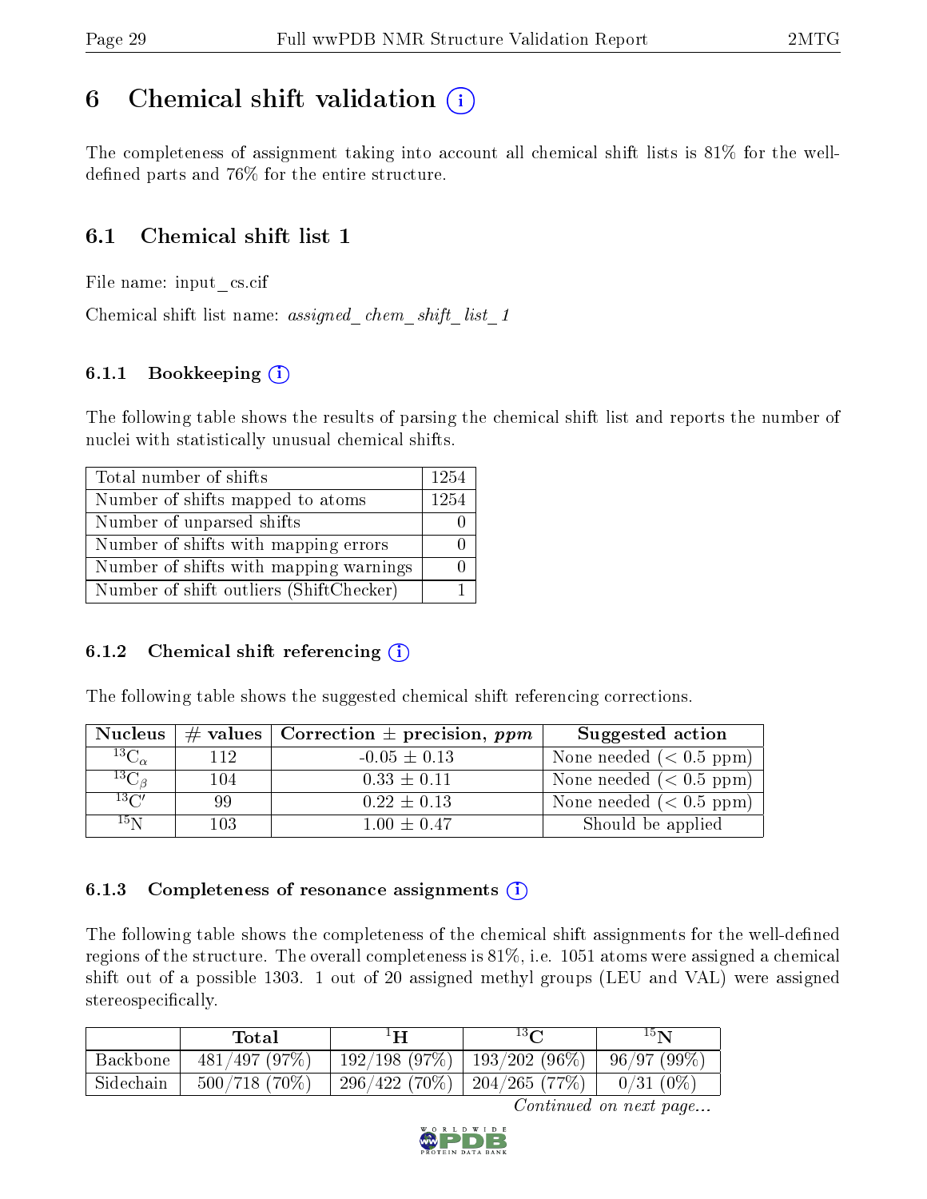# 6 Chemical shift validation (i)

The completeness of assignment taking into account all chemical shift lists is 81% for the well-defined parts and 76% for the entire structure.

## 6.1 Chemical shift list 1

File name: input_cs.cif

Chemical shift list name: *assigned_chem_shift_list_1*

### 6.1.1 Bookkeeping (i)

The following table shows the results of parsing the chemical shift list and reports the number of nuclei with statistically unusual chemical shifts.

| Total number of shifts | 1254 |
|---|---|
| Number of shifts mapped to atoms | 1254 |
| Number of unparsed shifts | 0 |
| Number of shifts with mapping errors | 0 |
| Number of shifts with mapping warnings | 0 |
| Number of shift outliers (ShiftChecker) | 1 |

### 6.1.2 Chemical shift referencing (i)

The following table shows the suggested chemical shift referencing corrections.

| Nucleus | # values | Correction ± precision, *ppm* | Suggested action |
|---|---|---|---|
| $^{13}C_{\alpha}$ | 112 | -0.05 ± 0.13 | None needed (< 0.5 ppm) |
| $^{13}C_{\beta}$ | 104 | 0.33 ± 0.11 | None needed (< 0.5 ppm) |
| $^{13}C'$ | 99 | 0.22 ± 0.13 | None needed (< 0.5 ppm) |
| $^{15}N$ | 103 | 1.00 ± 0.47 | Should be applied |

### 6.1.3 Completeness of resonance assignments (i)

The following table shows the completeness of the chemical shift assignments for the well-defined regions of the structure. The overall completeness is 81%, i.e. 1051 atoms were assigned a chemical shift out of a possible 1303. 1 out of 20 assigned methyl groups (LEU and VAL) were assigned stereospecifically.

| | Total | $^{1}H$ | $^{13}C$ | $^{15}N$ |
|---|---|---|---|---|
| Backbone | 481/497 (97%) | 192/198 (97%) | 193/202 (96%) | 96/97 (99%) |
| Sidechain | 500/718 (70%) | 296/422 (70%) | 204/265 (77%) | 0/31 (0%) |

*Continued on next page...*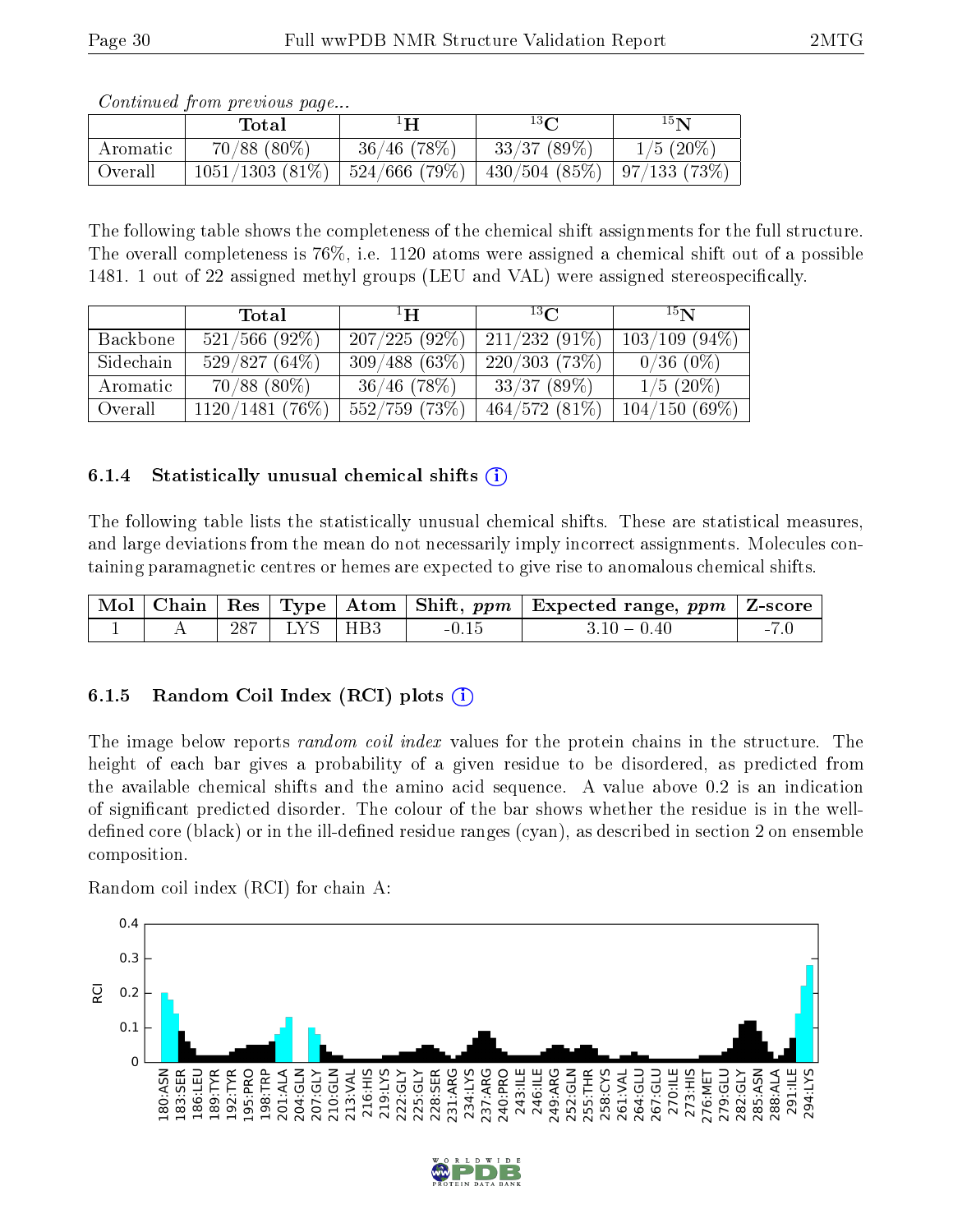*Continued from previous page...*

| | Total | $^{1}$H | $^{13}$C | $^{15}$N |
|---|---|---|---|---|
| Aromatic | 70/88 (80%) | 36/46 (78%) | 33/37 (89%) | 1/5 (20%) |
| Overall | 1051/1303 (81%) | 524/666 (79%) | 430/504 (85%) | 97/133 (73%) |

The following table shows the completeness of the chemical shift assignments for the full structure. The overall completeness is 76%, i.e. 1120 atoms were assigned a chemical shift out of a possible 1481. 1 out of 22 assigned methyl groups (LEU and VAL) were assigned stereospecifically.

| | Total | $^{1}$H | $^{13}$C | $^{15}$N |
|---|---|---|---|---|
| Backbone | 521/566 (92%) | 207/225 (92%) | 211/232 (91%) | 103/109 (94%) |
| Sidechain | 529/827 (64%) | 309/488 (63%) | 220/303 (73%) | 0/36 (0%) |
| Aromatic | 70/88 (80%) | 36/46 (78%) | 33/37 (89%) | 1/5 (20%) |
| Overall | 1120/1481 (76%) | 552/759 (73%) | 464/572 (81%) | 104/150 (69%) |

### 6.1.4 Statistically unusual chemical shifts

The following table lists the statistically unusual chemical shifts. These are statistical measures, and large deviations from the mean do not necessarily imply incorrect assignments. Molecules containing paramagnetic centres or hemes are expected to give rise to anomalous chemical shifts.

| Mol | Chain | Res | Type | Atom | Shift, *ppm* | Expected range, *ppm* | Z-score |
|---|---|---|---|---|---|---|---|
| 1 | A | 287 | LYS | HB3 | -0.15 | 3.10 – 0.40 | -7.0 |

### 6.1.5 Random Coil Index (RCI) plots

The image below reports *random coil index* values for the protein chains in the structure. The height of each bar gives a probability of a given residue to be disordered, as predicted from the available chemical shifts and the amino acid sequence. A value above 0.2 is an indication of significant predicted disorder. The colour of the bar shows whether the residue is in the well-defined core (black) or in the ill-defined residue ranges (cyan), as described in section 2 on ensemble composition.

Random coil index (RCI) for chain A:

RCI
0.4
0.3
0.2
0.1
0
180:ASN 183:SER 186:LEU 189:TYR 192:TYR 195:PRO 198:TRP 201:ALA 204:GLN 207:GLY 210:GLN 213:VAL 216:HIS 219:LYS 222:GLY 225:GLY 228:SER 231:ARG 234:LYS 237:ARG 240:PRO 243:ILE 246:ILE 249:ARG 252:GLN 255:THR 258:CYS 261:VAL 264:GLU 267:GLU 270:ILE 273:HIS 276:MET 279:GLU 282:GLY 285:ASN 288:ALA 291:ILE 294:LYS